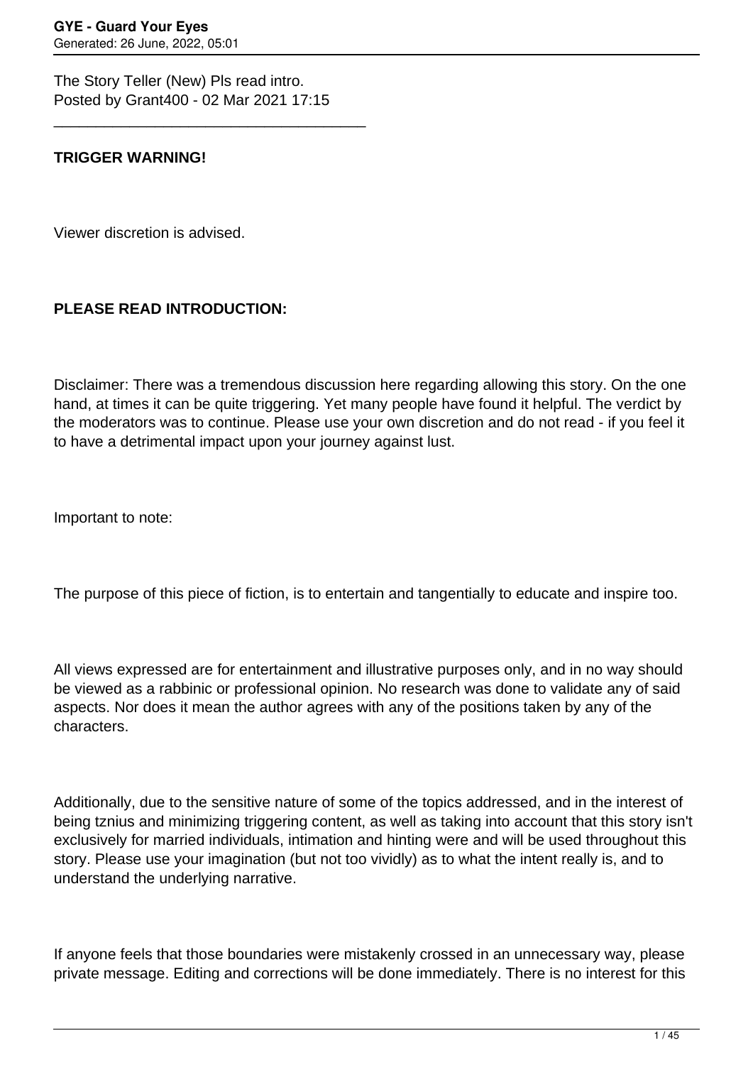The Story Teller (New) Pls read intro.
Posted by Grant400 - 02 Mar 2021 17:15

---

**TRIGGER WARNING!**

Viewer discretion is advised.

**PLEASE READ INTRODUCTION:**

Disclaimer: There was a tremendous discussion here regarding allowing this story. On the one hand, at times it can be quite triggering. Yet many people have found it helpful. The verdict by the moderators was to continue. Please use your own discretion and do not read - if you feel it to have a detrimental impact upon your journey against lust.

Important to note:

The purpose of this piece of fiction, is to entertain and tangentially to educate and inspire too.

All views expressed are for entertainment and illustrative purposes only, and in no way should be viewed as a rabbinic or professional opinion. No research was done to validate any of said aspects. Nor does it mean the author agrees with any of the positions taken by any of the characters.

Additionally, due to the sensitive nature of some of the topics addressed, and in the interest of being tznius and minimizing triggering content, as well as taking into account that this story isn't exclusively for married individuals, intimation and hinting were and will be used throughout this story. Please use your imagination (but not too vividly) as to what the intent really is, and to understand the underlying narrative.

If anyone feels that those boundaries were mistakenly crossed in an unnecessary way, please private message. Editing and corrections will be done immediately. There is no interest for this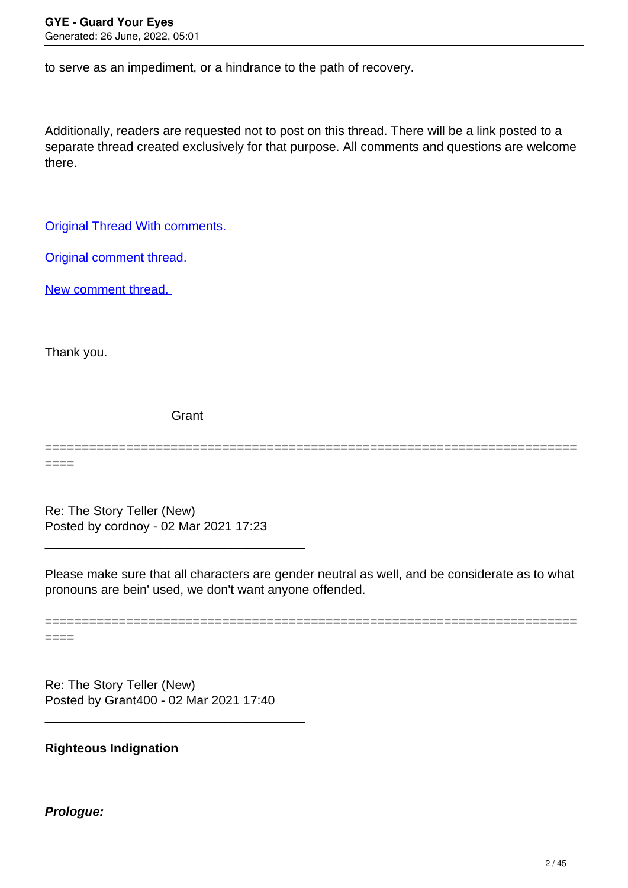to serve as an impediment, or a hindrance to the path of recovery.

Additionally, readers are requested not to post on this thread. There will be a link posted to a separate thread created exclusively for that purpose. All comments and questions are welcome there.

Original Thread With comments.

Original comment thread.

New comment thread.

Thank you.

Grant

============================================================================

Re: The Story Teller (New)
Posted by cordnoy - 02 Mar 2021 17:23

---

Please make sure that all characters are gender neutral as well, and be considerate as to what pronouns are bein' used, we don't want anyone offended.

============================================================================

Re: The Story Teller (New)
Posted by Grant400 - 02 Mar 2021 17:40

---

**Righteous Indignation**

***Prologue:***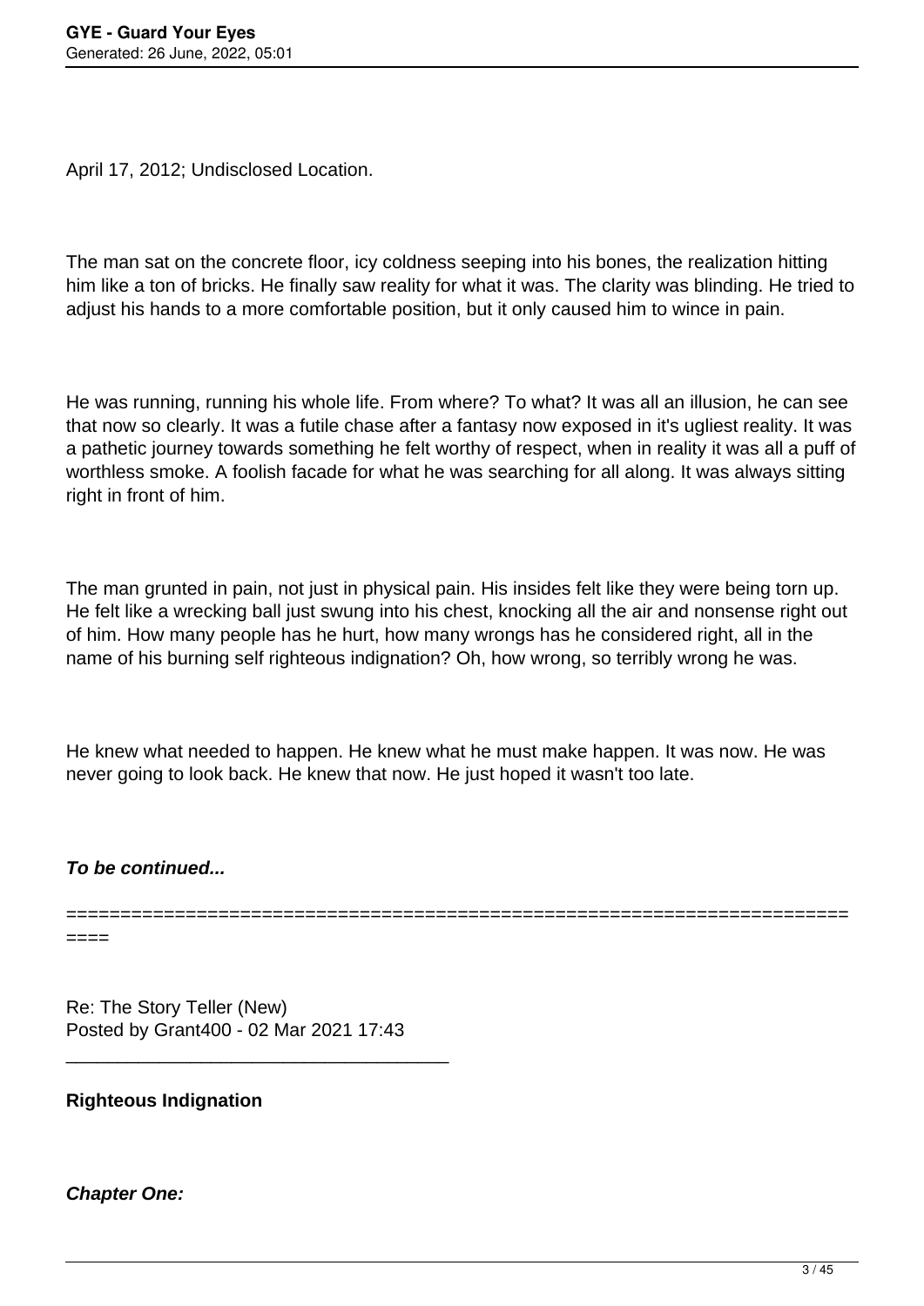April 17, 2012; Undisclosed Location.

The man sat on the concrete floor, icy coldness seeping into his bones, the realization hitting him like a ton of bricks. He finally saw reality for what it was. The clarity was blinding. He tried to adjust his hands to a more comfortable position, but it only caused him to wince in pain.

He was running, running his whole life. From where? To what? It was all an illusion, he can see that now so clearly. It was a futile chase after a fantasy now exposed in it's ugliest reality. It was a pathetic journey towards something he felt worthy of respect, when in reality it was all a puff of worthless smoke. A foolish facade for what he was searching for all along. It was always sitting right in front of him.

The man grunted in pain, not just in physical pain. His insides felt like they were being torn up. He felt like a wrecking ball just swung into his chest, knocking all the air and nonsense right out of him. How many people has he hurt, how many wrongs has he considered right, all in the name of his burning self righteous indignation? Oh, how wrong, so terribly wrong he was.

He knew what needed to happen. He knew what he must make happen. It was now. He was never going to look back. He knew that now. He just hoped it wasn't too late.

***To be continued...***

============================================================================

Re: The Story Teller (New)
Posted by Grant400 - 02 Mar 2021 17:43

_____________________________________

**Righteous Indignation**

***Chapter One:***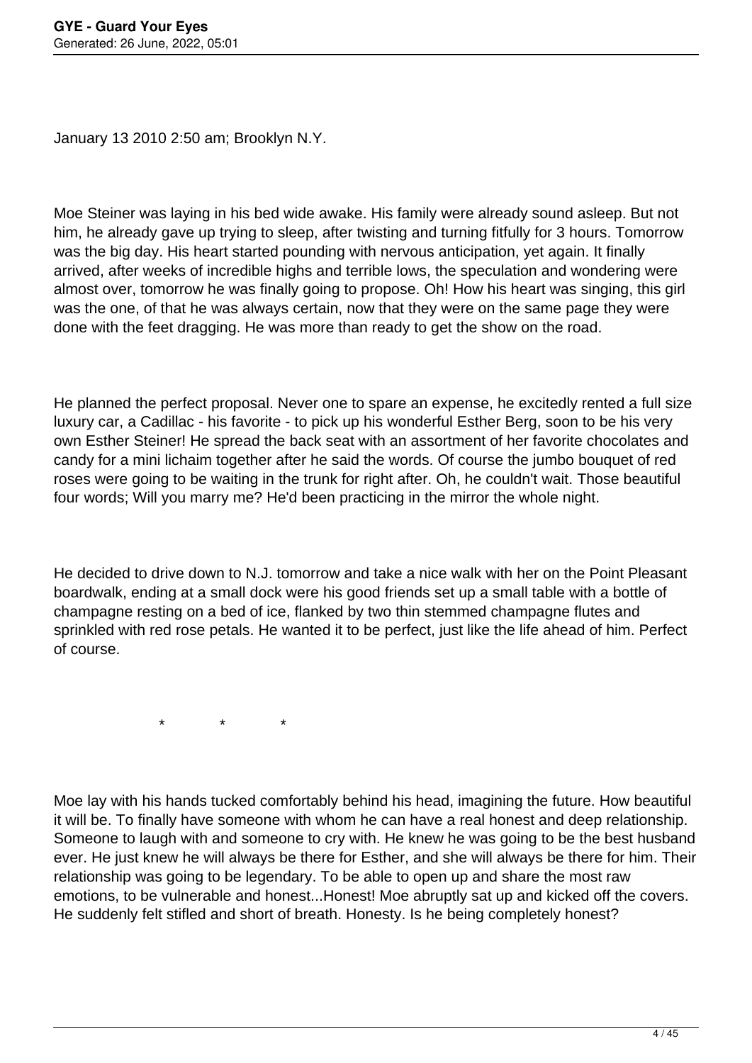January 13 2010 2:50 am; Brooklyn N.Y.

Moe Steiner was laying in his bed wide awake. His family were already sound asleep. But not him, he already gave up trying to sleep, after twisting and turning fitfully for 3 hours. Tomorrow was the big day. His heart started pounding with nervous anticipation, yet again. It finally arrived, after weeks of incredible highs and terrible lows, the speculation and wondering were almost over, tomorrow he was finally going to propose. Oh! How his heart was singing, this girl was the one, of that he was always certain, now that they were on the same page they were done with the feet dragging. He was more than ready to get the show on the road.

He planned the perfect proposal. Never one to spare an expense, he excitedly rented a full size luxury car, a Cadillac - his favorite - to pick up his wonderful Esther Berg, soon to be his very own Esther Steiner! He spread the back seat with an assortment of her favorite chocolates and candy for a mini lichaim together after he said the words. Of course the jumbo bouquet of red roses were going to be waiting in the trunk for right after. Oh, he couldn't wait. Those beautiful four words; Will you marry me? He'd been practicing in the mirror the whole night.

He decided to drive down to N.J. tomorrow and take a nice walk with her on the Point Pleasant boardwalk, ending at a small dock were his good friends set up a small table with a bottle of champagne resting on a bed of ice, flanked by two thin stemmed champagne flutes and sprinkled with red rose petals. He wanted it to be perfect, just like the life ahead of him. Perfect of course.

\* \* \*

Moe lay with his hands tucked comfortably behind his head, imagining the future. How beautiful it will be. To finally have someone with whom he can have a real honest and deep relationship. Someone to laugh with and someone to cry with. He knew he was going to be the best husband ever. He just knew he will always be there for Esther, and she will always be there for him. Their relationship was going to be legendary. To be able to open up and share the most raw emotions, to be vulnerable and honest...Honest! Moe abruptly sat up and kicked off the covers. He suddenly felt stifled and short of breath. Honesty. Is he being completely honest?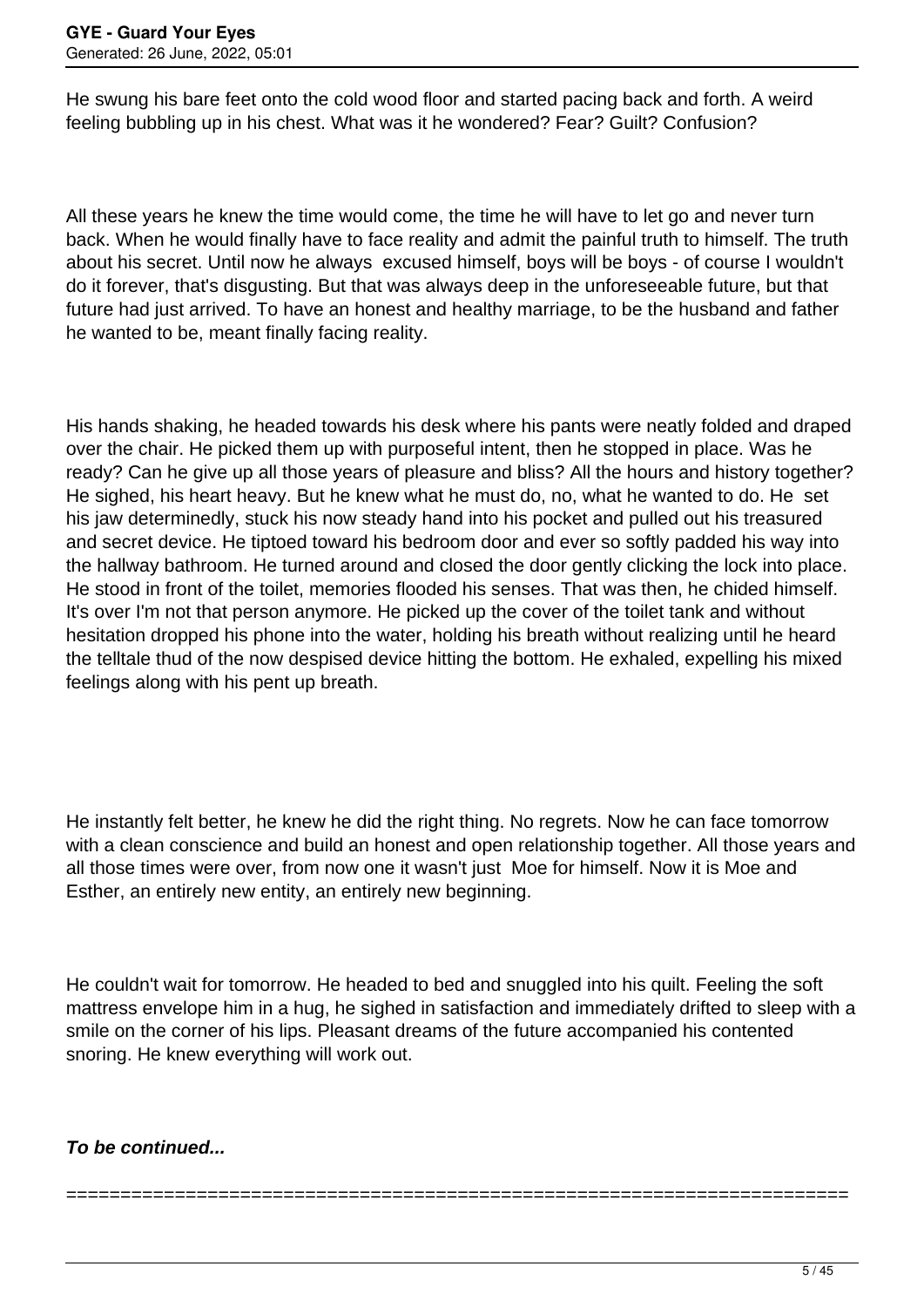He swung his bare feet onto the cold wood floor and started pacing back and forth. A weird feeling bubbling up in his chest. What was it he wondered? Fear? Guilt? Confusion?

All these years he knew the time would come, the time he will have to let go and never turn back. When he would finally have to face reality and admit the painful truth to himself. The truth about his secret. Until now he always excused himself, boys will be boys - of course I wouldn't do it forever, that's disgusting. But that was always deep in the unforeseeable future, but that future had just arrived. To have an honest and healthy marriage, to be the husband and father he wanted to be, meant finally facing reality.

His hands shaking, he headed towards his desk where his pants were neatly folded and draped over the chair. He picked them up with purposeful intent, then he stopped in place. Was he ready? Can he give up all those years of pleasure and bliss? All the hours and history together? He sighed, his heart heavy. But he knew what he must do, no, what he wanted to do. He set his jaw determinedly, stuck his now steady hand into his pocket and pulled out his treasured and secret device. He tiptoed toward his bedroom door and ever so softly padded his way into the hallway bathroom. He turned around and closed the door gently clicking the lock into place. He stood in front of the toilet, memories flooded his senses. That was then, he chided himself. It's over I'm not that person anymore. He picked up the cover of the toilet tank and without hesitation dropped his phone into the water, holding his breath without realizing until he heard the telltale thud of the now despised device hitting the bottom. He exhaled, expelling his mixed feelings along with his pent up breath.

He instantly felt better, he knew he did the right thing. No regrets. Now he can face tomorrow with a clean conscience and build an honest and open relationship together. All those years and all those times were over, from now one it wasn't just Moe for himself. Now it is Moe and Esther, an entirely new entity, an entirely new beginning.

He couldn't wait for tomorrow. He headed to bed and snuggled into his quilt. Feeling the soft mattress envelope him in a hug, he sighed in satisfaction and immediately drifted to sleep with a smile on the corner of his lips. Pleasant dreams of the future accompanied his contented snoring. He knew everything will work out.

***To be continued...***

============================================================================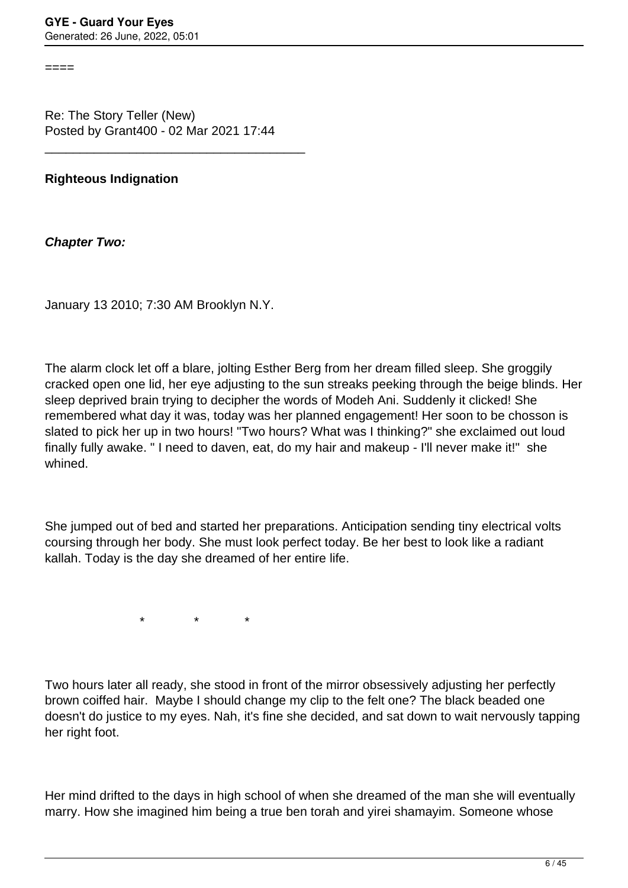====

Re: The Story Teller (New)
Posted by Grant400 - 02 Mar 2021 17:44

_____________________________________

**Righteous Indignation**

***Chapter Two:***

January 13 2010; 7:30 AM Brooklyn N.Y.

The alarm clock let off a blare, jolting Esther Berg from her dream filled sleep. She groggily cracked open one lid, her eye adjusting to the sun streaks peeking through the beige blinds. Her sleep deprived brain trying to decipher the words of Modeh Ani. Suddenly it clicked! She remembered what day it was, today was her planned engagement! Her soon to be chosson is slated to pick her up in two hours! "Two hours? What was I thinking?" she exclaimed out loud finally fully awake. " I need to daven, eat, do my hair and makeup - I'll never make it!"  she whined.

She jumped out of bed and started her preparations. Anticipation sending tiny electrical volts coursing through her body. She must look perfect today. Be her best to look like a radiant kallah. Today is the day she dreamed of her entire life.

\*            \*            \*

Two hours later all ready, she stood in front of the mirror obsessively adjusting her perfectly brown coiffed hair.  Maybe I should change my clip to the felt one? The black beaded one doesn't do justice to my eyes. Nah, it's fine she decided, and sat down to wait nervously tapping her right foot.

Her mind drifted to the days in high school of when she dreamed of the man she will eventually marry. How she imagined him being a true ben torah and yirei shamayim. Someone whose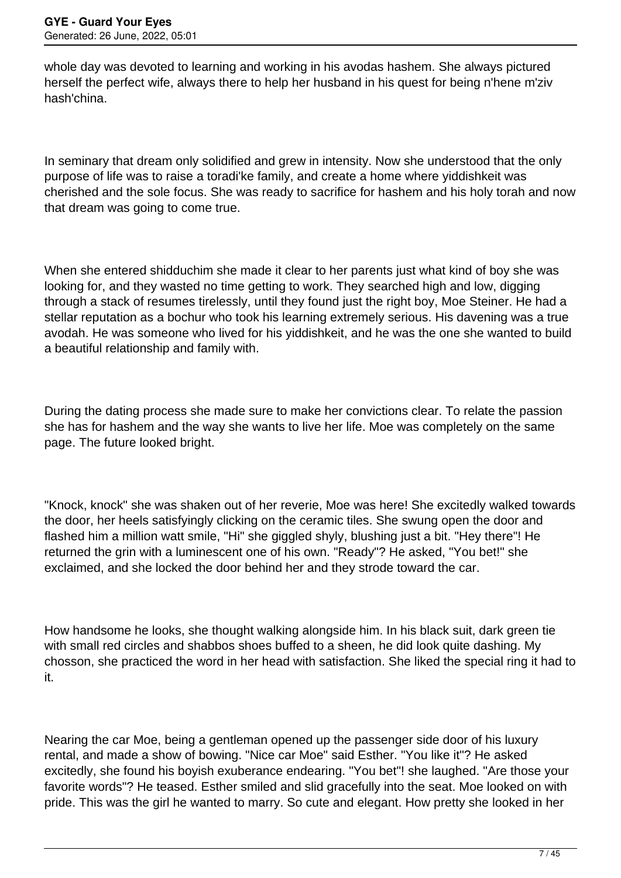whole day was devoted to learning and working in his avodas hashem. She always pictured herself the perfect wife, always there to help her husband in his quest for being n'hene m'ziv hash'china.

In seminary that dream only solidified and grew in intensity. Now she understood that the only purpose of life was to raise a toradi'ke family, and create a home where yiddishkeit was cherished and the sole focus. She was ready to sacrifice for hashem and his holy torah and now that dream was going to come true.

When she entered shidduchim she made it clear to her parents just what kind of boy she was looking for, and they wasted no time getting to work. They searched high and low, digging through a stack of resumes tirelessly, until they found just the right boy, Moe Steiner. He had a stellar reputation as a bochur who took his learning extremely serious. His davening was a true avodah. He was someone who lived for his yiddishkeit, and he was the one she wanted to build a beautiful relationship and family with.

During the dating process she made sure to make her convictions clear. To relate the passion she has for hashem and the way she wants to live her life. Moe was completely on the same page. The future looked bright.

"Knock, knock" she was shaken out of her reverie, Moe was here! She excitedly walked towards the door, her heels satisfyingly clicking on the ceramic tiles. She swung open the door and flashed him a million watt smile, "Hi" she giggled shyly, blushing just a bit. "Hey there"! He returned the grin with a luminescent one of his own. "Ready"? He asked, "You bet!" she exclaimed, and she locked the door behind her and they strode toward the car.

How handsome he looks, she thought walking alongside him. In his black suit, dark green tie with small red circles and shabbos shoes buffed to a sheen, he did look quite dashing. My chosson, she practiced the word in her head with satisfaction. She liked the special ring it had to it.

Nearing the car Moe, being a gentleman opened up the passenger side door of his luxury rental, and made a show of bowing. "Nice car Moe" said Esther. "You like it"? He asked excitedly, she found his boyish exuberance endearing. "You bet"! she laughed. "Are those your favorite words"? He teased. Esther smiled and slid gracefully into the seat. Moe looked on with pride. This was the girl he wanted to marry. So cute and elegant. How pretty she looked in her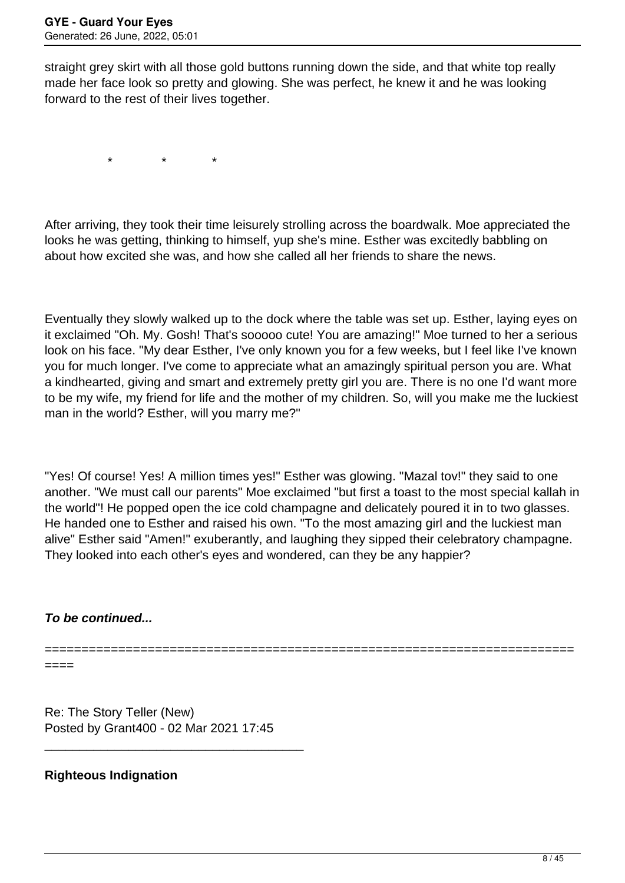straight grey skirt with all those gold buttons running down the side, and that white top really made her face look so pretty and glowing. She was perfect, he knew it and he was looking forward to the rest of their lives together.

\*          \*          \*

After arriving, they took their time leisurely strolling across the boardwalk. Moe appreciated the looks he was getting, thinking to himself, yup she's mine. Esther was excitedly babbling on about how excited she was, and how she called all her friends to share the news.

Eventually they slowly walked up to the dock where the table was set up. Esther, laying eyes on it exclaimed "Oh. My. Gosh! That's sooooo cute! You are amazing!" Moe turned to her a serious look on his face. "My dear Esther, I've only known you for a few weeks, but I feel like I've known you for much longer. I've come to appreciate what an amazingly spiritual person you are. What a kindhearted, giving and smart and extremely pretty girl you are. There is no one I'd want more to be my wife, my friend for life and the mother of my children. So, will you make me the luckiest man in the world? Esther, will you marry me?"

"Yes! Of course! Yes! A million times yes!" Esther was glowing. "Mazal tov!" they said to one another. "We must call our parents" Moe exclaimed "but first a toast to the most special kallah in the world"! He popped open the ice cold champagne and delicately poured it in to two glasses. He handed one to Esther and raised his own. "To the most amazing girl and the luckiest man alive" Esther said "Amen!" exuberantly, and laughing they sipped their celebratory champagne. They looked into each other's eyes and wondered, can they be any happier?

***To be continued...***

============================================================================

Re: The Story Teller (New)
Posted by Grant400 - 02 Mar 2021 17:45

_____________________________________

**Righteous Indignation**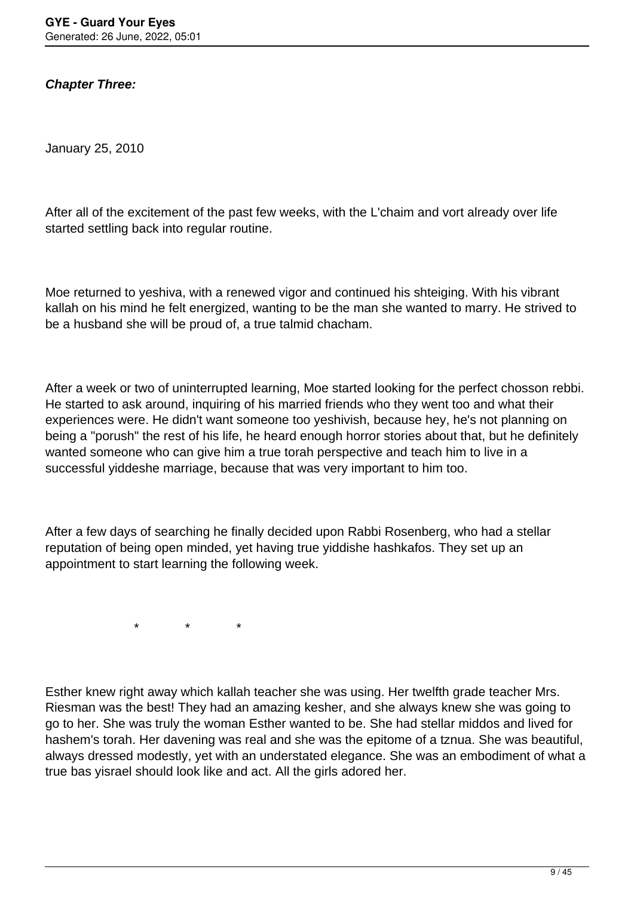***Chapter Three:***

January 25, 2010

After all of the excitement of the past few weeks, with the L'chaim and vort already over life started settling back into regular routine.

Moe returned to yeshiva, with a renewed vigor and continued his shteiging. With his vibrant kallah on his mind he felt energized, wanting to be the man she wanted to marry. He strived to be a husband she will be proud of, a true talmid chacham.

After a week or two of uninterrupted learning, Moe started looking for the perfect chosson rebbi. He started to ask around, inquiring of his married friends who they went too and what their experiences were. He didn't want someone too yeshivish, because hey, he's not planning on being a "porush" the rest of his life, he heard enough horror stories about that, but he definitely wanted someone who can give him a true torah perspective and teach him to live in a successful yiddeshe marriage, because that was very important to him too.

After a few days of searching he finally decided upon Rabbi Rosenberg, who had a stellar reputation of being open minded, yet having true yiddishe hashkafos. They set up an appointment to start learning the following week.

\* \* \*

Esther knew right away which kallah teacher she was using. Her twelfth grade teacher Mrs. Riesman was the best! They had an amazing kesher, and she always knew she was going to go to her. She was truly the woman Esther wanted to be. She had stellar middos and lived for hashem's torah. Her davening was real and she was the epitome of a tznua. She was beautiful, always dressed modestly, yet with an understated elegance. She was an embodiment of what a true bas yisrael should look like and act. All the girls adored her.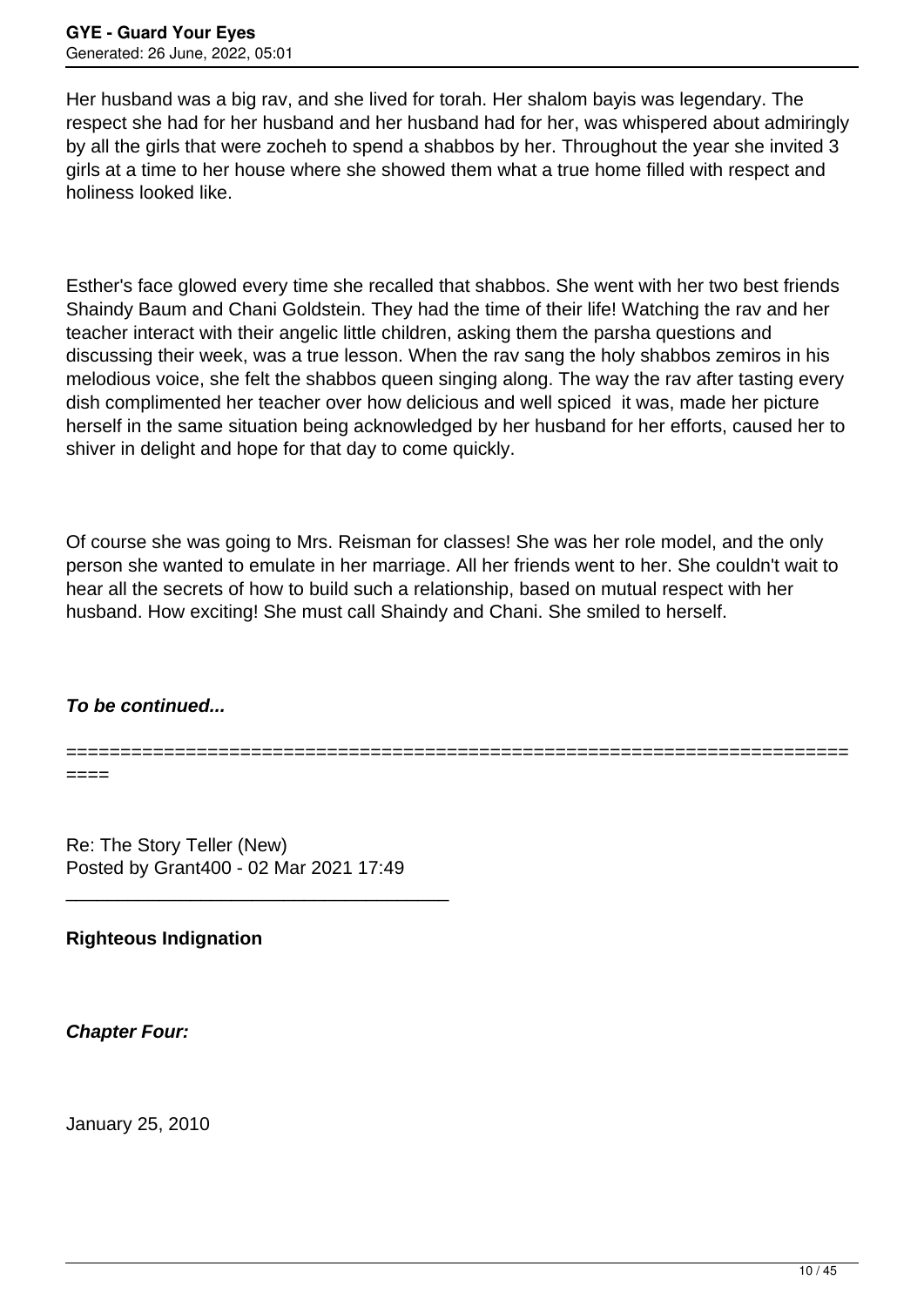Her husband was a big rav, and she lived for torah. Her shalom bayis was legendary. The respect she had for her husband and her husband had for her, was whispered about admiringly by all the girls that were zocheh to spend a shabbos by her. Throughout the year she invited 3 girls at a time to her house where she showed them what a true home filled with respect and holiness looked like.

Esther's face glowed every time she recalled that shabbos. She went with her two best friends Shaindy Baum and Chani Goldstein. They had the time of their life! Watching the rav and her teacher interact with their angelic little children, asking them the parsha questions and discussing their week, was a true lesson. When the rav sang the holy shabbos zemiros in his melodious voice, she felt the shabbos queen singing along. The way the rav after tasting every dish complimented her teacher over how delicious and well spiced it was, made her picture herself in the same situation being acknowledged by her husband for her efforts, caused her to shiver in delight and hope for that day to come quickly.

Of course she was going to Mrs. Reisman for classes! She was her role model, and the only person she wanted to emulate in her marriage. All her friends went to her. She couldn't wait to hear all the secrets of how to build such a relationship, based on mutual respect with her husband. How exciting! She must call Shaindy and Chani. She smiled to herself.

***To be continued...***

============================================================================

Re: The Story Teller (New)
Posted by Grant400 - 02 Mar 2021 17:49

_____________________________________

**Righteous Indignation**

***Chapter Four:***

January 25, 2010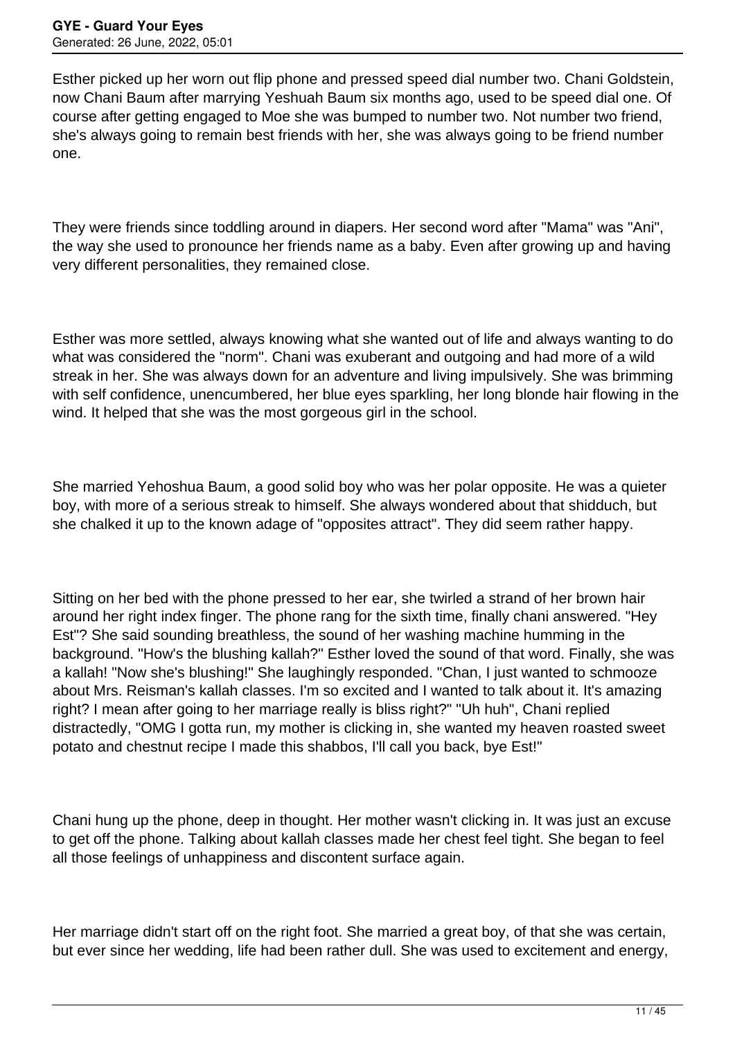Esther picked up her worn out flip phone and pressed speed dial number two. Chani Goldstein, now Chani Baum after marrying Yeshuah Baum six months ago, used to be speed dial one. Of course after getting engaged to Moe she was bumped to number two. Not number two friend, she's always going to remain best friends with her, she was always going to be friend number one.

They were friends since toddling around in diapers. Her second word after "Mama" was "Ani", the way she used to pronounce her friends name as a baby. Even after growing up and having very different personalities, they remained close.

Esther was more settled, always knowing what she wanted out of life and always wanting to do what was considered the "norm". Chani was exuberant and outgoing and had more of a wild streak in her. She was always down for an adventure and living impulsively. She was brimming with self confidence, unencumbered, her blue eyes sparkling, her long blonde hair flowing in the wind. It helped that she was the most gorgeous girl in the school.

She married Yehoshua Baum, a good solid boy who was her polar opposite. He was a quieter boy, with more of a serious streak to himself. She always wondered about that shidduch, but she chalked it up to the known adage of "opposites attract". They did seem rather happy.

Sitting on her bed with the phone pressed to her ear, she twirled a strand of her brown hair around her right index finger. The phone rang for the sixth time, finally chani answered. "Hey Est"? She said sounding breathless, the sound of her washing machine humming in the background. "How's the blushing kallah?" Esther loved the sound of that word. Finally, she was a kallah! "Now she's blushing!" She laughingly responded. "Chan, I just wanted to schmooze about Mrs. Reisman's kallah classes. I'm so excited and I wanted to talk about it. It's amazing right? I mean after going to her marriage really is bliss right?" "Uh huh", Chani replied distractedly, "OMG I gotta run, my mother is clicking in, she wanted my heaven roasted sweet potato and chestnut recipe I made this shabbos, I'll call you back, bye Est!"

Chani hung up the phone, deep in thought. Her mother wasn't clicking in. It was just an excuse to get off the phone. Talking about kallah classes made her chest feel tight. She began to feel all those feelings of unhappiness and discontent surface again.

Her marriage didn't start off on the right foot. She married a great boy, of that she was certain, but ever since her wedding, life had been rather dull. She was used to excitement and energy,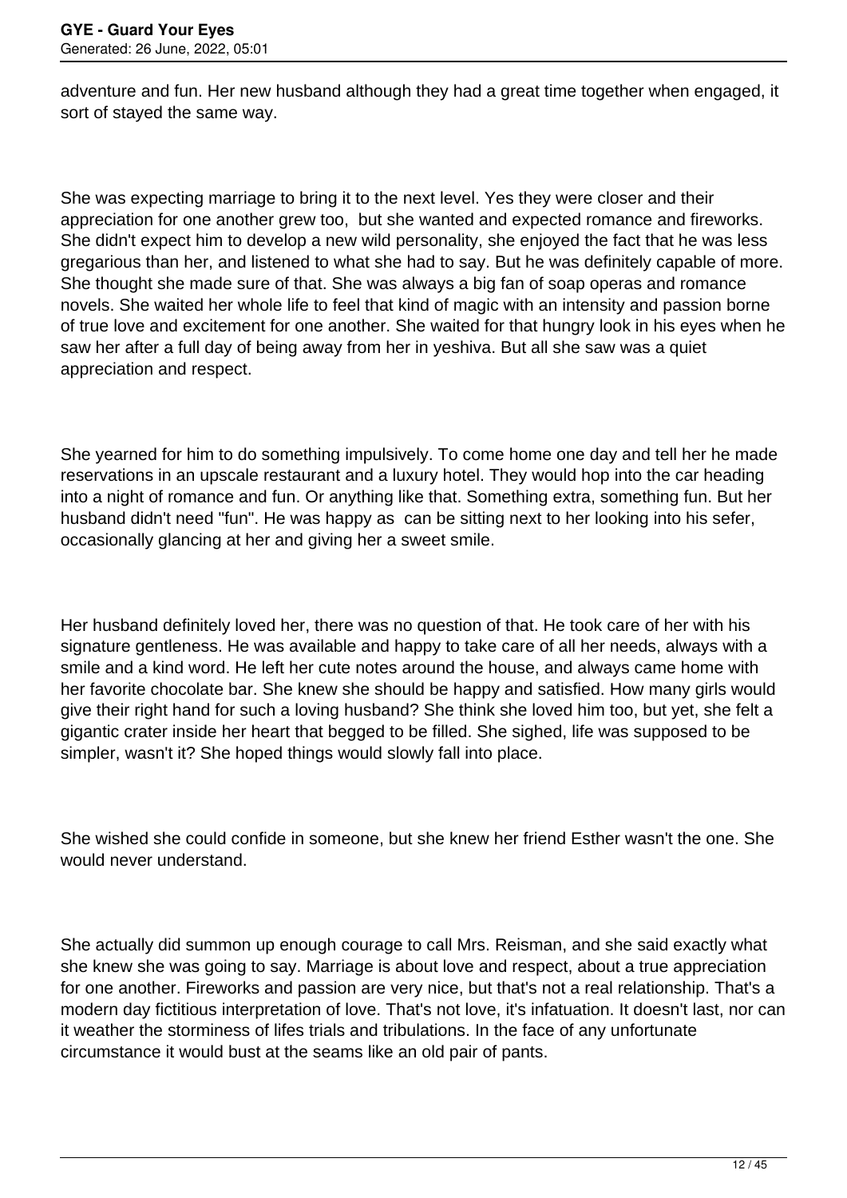adventure and fun. Her new husband although they had a great time together when engaged, it sort of stayed the same way.

She was expecting marriage to bring it to the next level. Yes they were closer and their appreciation for one another grew too, but she wanted and expected romance and fireworks. She didn't expect him to develop a new wild personality, she enjoyed the fact that he was less gregarious than her, and listened to what she had to say. But he was definitely capable of more. She thought she made sure of that. She was always a big fan of soap operas and romance novels. She waited her whole life to feel that kind of magic with an intensity and passion borne of true love and excitement for one another. She waited for that hungry look in his eyes when he saw her after a full day of being away from her in yeshiva. But all she saw was a quiet appreciation and respect.

She yearned for him to do something impulsively. To come home one day and tell her he made reservations in an upscale restaurant and a luxury hotel. They would hop into the car heading into a night of romance and fun. Or anything like that. Something extra, something fun. But her husband didn't need "fun". He was happy as can be sitting next to her looking into his sefer, occasionally glancing at her and giving her a sweet smile.

Her husband definitely loved her, there was no question of that. He took care of her with his signature gentleness. He was available and happy to take care of all her needs, always with a smile and a kind word. He left her cute notes around the house, and always came home with her favorite chocolate bar. She knew she should be happy and satisfied. How many girls would give their right hand for such a loving husband? She think she loved him too, but yet, she felt a gigantic crater inside her heart that begged to be filled. She sighed, life was supposed to be simpler, wasn't it? She hoped things would slowly fall into place.

She wished she could confide in someone, but she knew her friend Esther wasn't the one. She would never understand.

She actually did summon up enough courage to call Mrs. Reisman, and she said exactly what she knew she was going to say. Marriage is about love and respect, about a true appreciation for one another. Fireworks and passion are very nice, but that's not a real relationship. That's a modern day fictitious interpretation of love. That's not love, it's infatuation. It doesn't last, nor can it weather the storminess of lifes trials and tribulations. In the face of any unfortunate circumstance it would bust at the seams like an old pair of pants.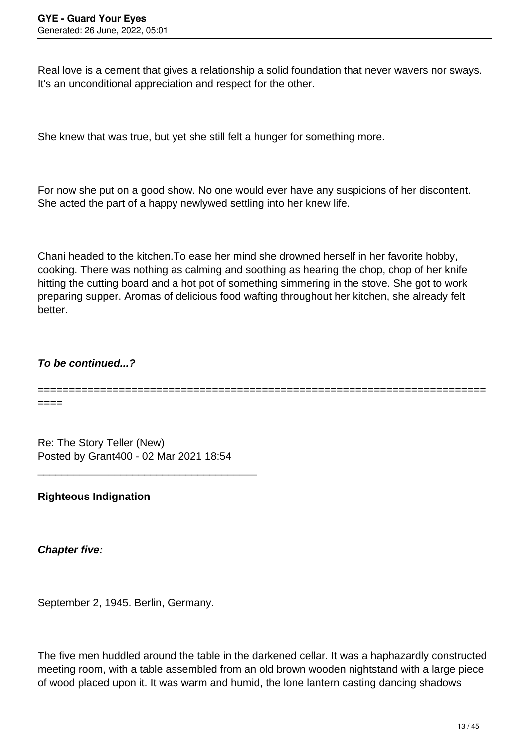Real love is a cement that gives a relationship a solid foundation that never wavers nor sways. It's an unconditional appreciation and respect for the other.

She knew that was true, but yet she still felt a hunger for something more.

For now she put on a good show. No one would ever have any suspicions of her discontent. She acted the part of a happy newlywed settling into her knew life.

Chani headed to the kitchen.To ease her mind she drowned herself in her favorite hobby, cooking. There was nothing as calming and soothing as hearing the chop, chop of her knife hitting the cutting board and a hot pot of something simmering in the stove. She got to work preparing supper. Aromas of delicious food wafting throughout her kitchen, she already felt better.

***To be continued...?***

============================================================================

Re: The Story Teller (New)
Posted by Grant400 - 02 Mar 2021 18:54

_____________________________________

**Righteous Indignation**

***Chapter five:***

September 2, 1945. Berlin, Germany.

The five men huddled around the table in the darkened cellar. It was a haphazardly constructed meeting room, with a table assembled from an old brown wooden nightstand with a large piece of wood placed upon it. It was warm and humid, the lone lantern casting dancing shadows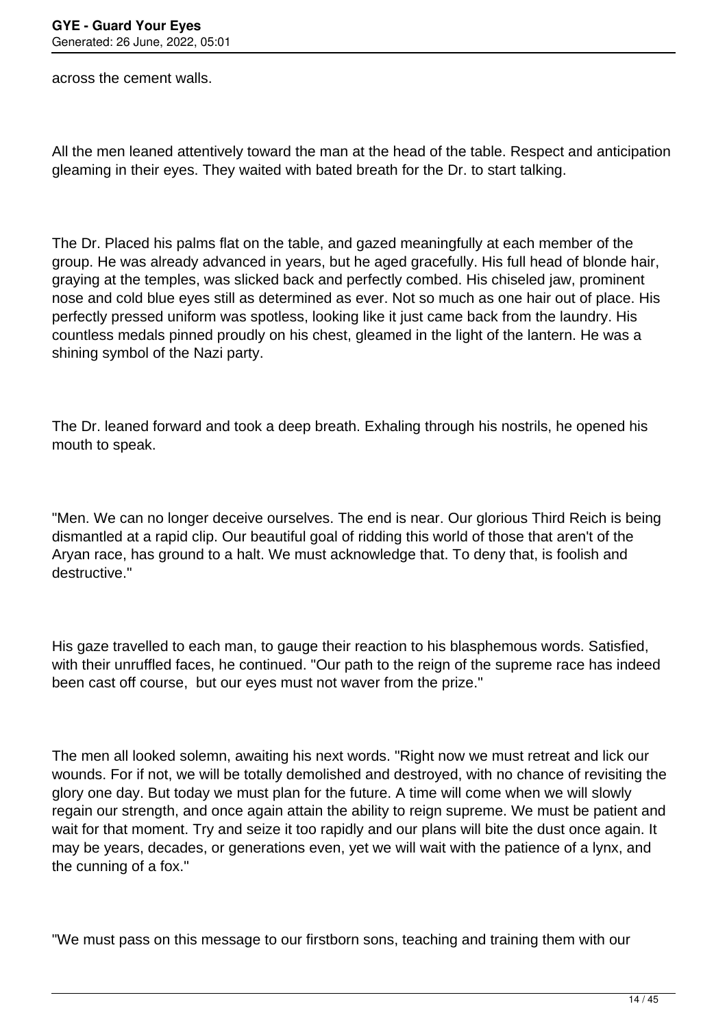across the cement walls.

All the men leaned attentively toward the man at the head of the table. Respect and anticipation gleaming in their eyes. They waited with bated breath for the Dr. to start talking.

The Dr. Placed his palms flat on the table, and gazed meaningfully at each member of the group. He was already advanced in years, but he aged gracefully. His full head of blonde hair, graying at the temples, was slicked back and perfectly combed. His chiseled jaw, prominent nose and cold blue eyes still as determined as ever. Not so much as one hair out of place. His perfectly pressed uniform was spotless, looking like it just came back from the laundry. His countless medals pinned proudly on his chest, gleamed in the light of the lantern. He was a shining symbol of the Nazi party.

The Dr. leaned forward and took a deep breath. Exhaling through his nostrils, he opened his mouth to speak.

"Men. We can no longer deceive ourselves. The end is near. Our glorious Third Reich is being dismantled at a rapid clip. Our beautiful goal of ridding this world of those that aren't of the Aryan race, has ground to a halt. We must acknowledge that. To deny that, is foolish and destructive."

His gaze travelled to each man, to gauge their reaction to his blasphemous words. Satisfied, with their unruffled faces, he continued. "Our path to the reign of the supreme race has indeed been cast off course,  but our eyes must not waver from the prize."

The men all looked solemn, awaiting his next words. "Right now we must retreat and lick our wounds. For if not, we will be totally demolished and destroyed, with no chance of revisiting the glory one day. But today we must plan for the future. A time will come when we will slowly regain our strength, and once again attain the ability to reign supreme. We must be patient and wait for that moment. Try and seize it too rapidly and our plans will bite the dust once again. It may be years, decades, or generations even, yet we will wait with the patience of a lynx, and the cunning of a fox."

"We must pass on this message to our firstborn sons, teaching and training them with our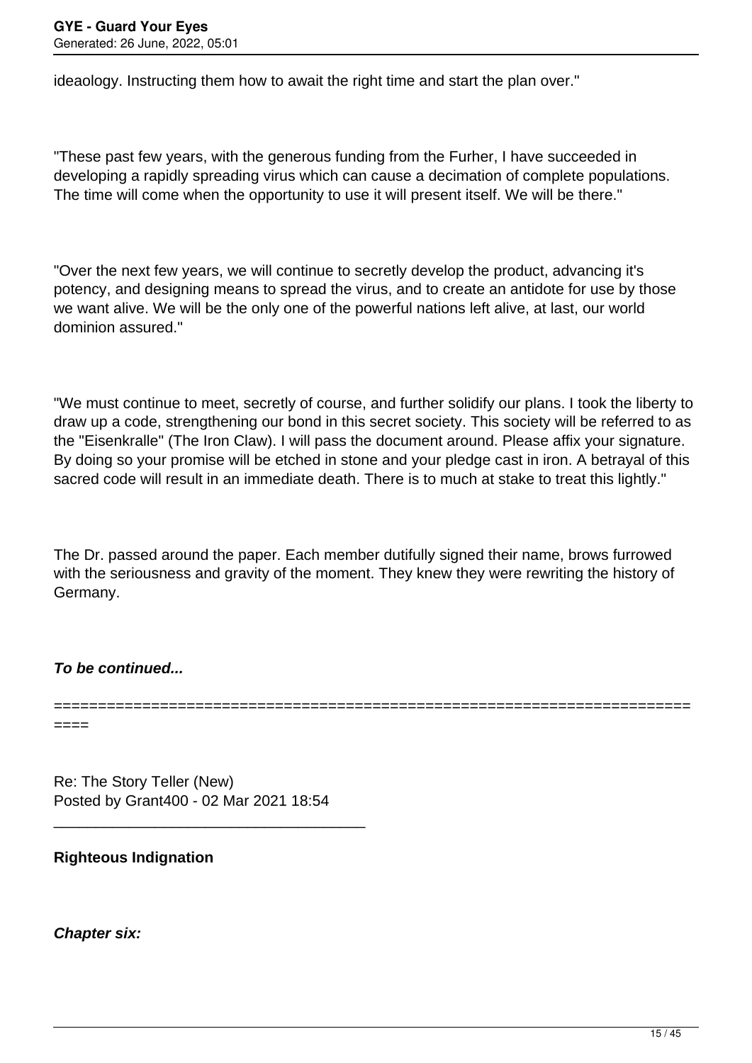ideaology. Instructing them how to await the right time and start the plan over."

"These past few years, with the generous funding from the Furher, I have succeeded in developing a rapidly spreading virus which can cause a decimation of complete populations. The time will come when the opportunity to use it will present itself. We will be there."

"Over the next few years, we will continue to secretly develop the product, advancing it's potency, and designing means to spread the virus, and to create an antidote for use by those we want alive. We will be the only one of the powerful nations left alive, at last, our world dominion assured."

"We must continue to meet, secretly of course, and further solidify our plans. I took the liberty to draw up a code, strengthening our bond in this secret society. This society will be referred to as the "Eisenkralle" (The Iron Claw). I will pass the document around. Please affix your signature. By doing so your promise will be etched in stone and your pledge cast in iron. A betrayal of this sacred code will result in an immediate death. There is to much at stake to treat this lightly."

The Dr. passed around the paper. Each member dutifully signed their name, brows furrowed with the seriousness and gravity of the moment. They knew they were rewriting the history of Germany.

***To be continued...***

============================================================================

Re: The Story Teller (New)
Posted by Grant400 - 02 Mar 2021 18:54

_____________________________________

**Righteous Indignation**

***Chapter six:***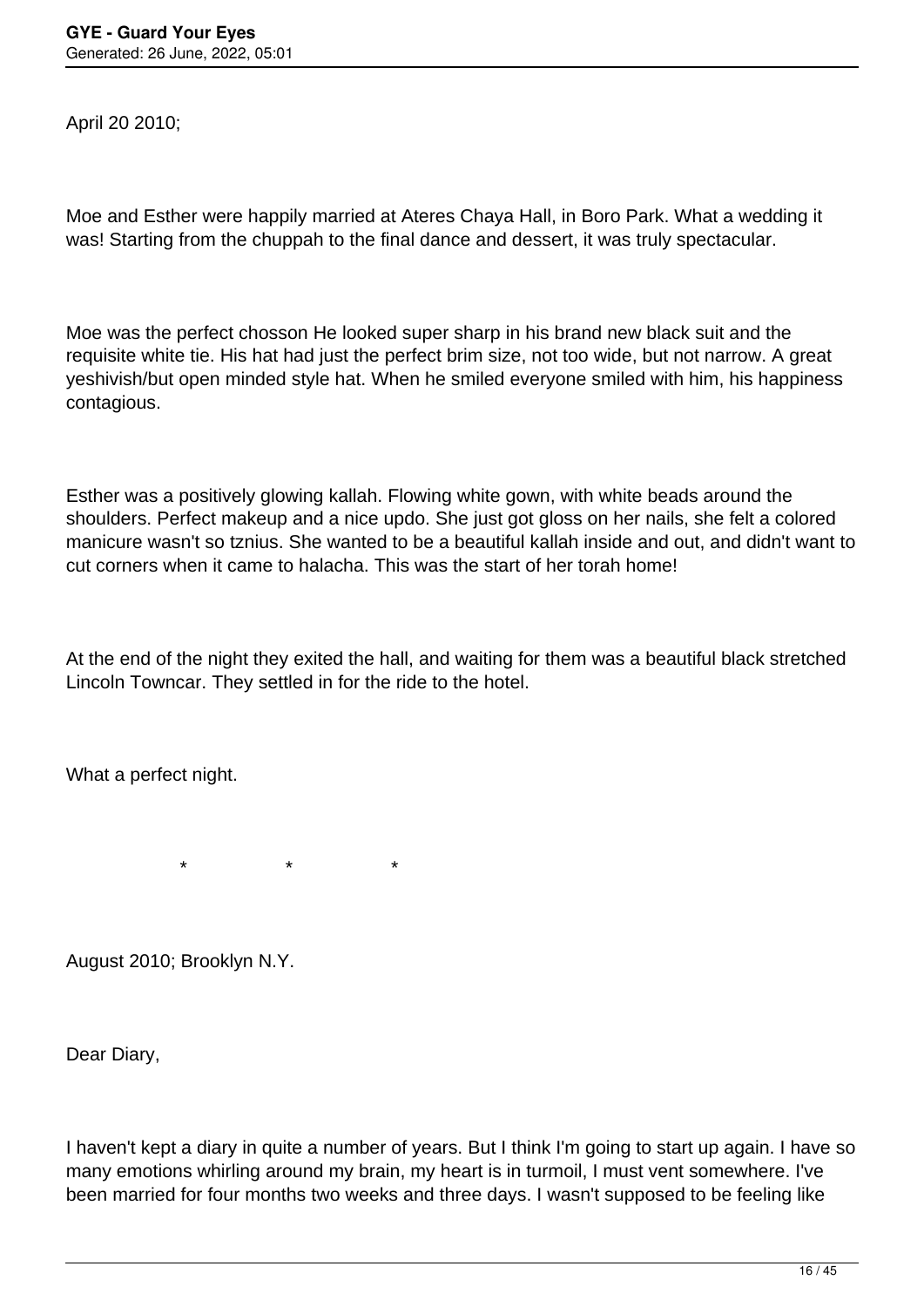April 20 2010;

Moe and Esther were happily married at Ateres Chaya Hall, in Boro Park. What a wedding it was! Starting from the chuppah to the final dance and dessert, it was truly spectacular.

Moe was the perfect chosson He looked super sharp in his brand new black suit and the requisite white tie. His hat had just the perfect brim size, not too wide, but not narrow. A great yeshivish/but open minded style hat. When he smiled everyone smiled with him, his happiness contagious.

Esther was a positively glowing kallah. Flowing white gown, with white beads around the shoulders. Perfect makeup and a nice updo. She just got gloss on her nails, she felt a colored manicure wasn't so tznius. She wanted to be a beautiful kallah inside and out, and didn't want to cut corners when it came to halacha. This was the start of her torah home!

At the end of the night they exited the hall, and waiting for them was a beautiful black stretched Lincoln Towncar. They settled in for the ride to the hotel.

What a perfect night.

\* \* \*

August 2010; Brooklyn N.Y.

Dear Diary,

I haven't kept a diary in quite a number of years. But I think I'm going to start up again. I have so many emotions whirling around my brain, my heart is in turmoil, I must vent somewhere. I've been married for four months two weeks and three days. I wasn't supposed to be feeling like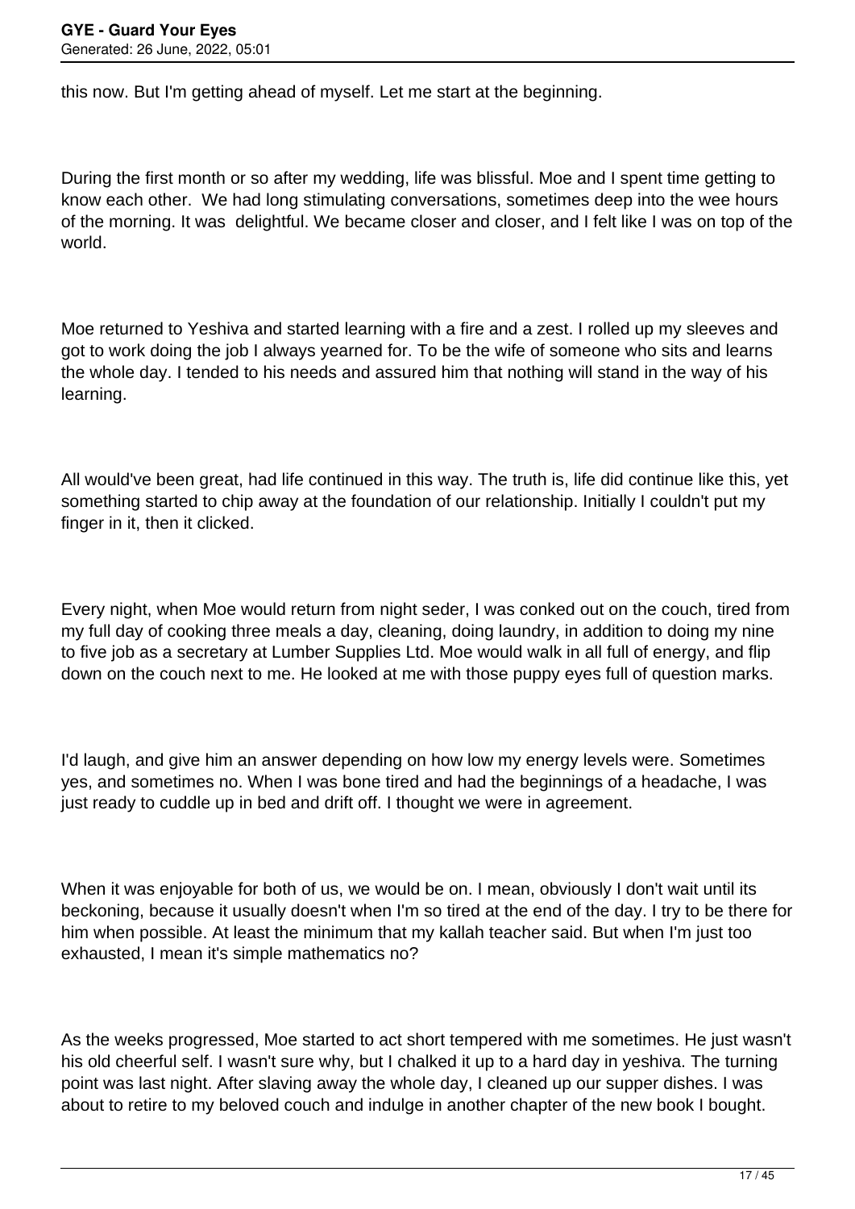this now. But I'm getting ahead of myself. Let me start at the beginning.

During the first month or so after my wedding, life was blissful. Moe and I spent time getting to know each other. We had long stimulating conversations, sometimes deep into the wee hours of the morning. It was delightful. We became closer and closer, and I felt like I was on top of the world.

Moe returned to Yeshiva and started learning with a fire and a zest. I rolled up my sleeves and got to work doing the job I always yearned for. To be the wife of someone who sits and learns the whole day. I tended to his needs and assured him that nothing will stand in the way of his learning.

All would've been great, had life continued in this way. The truth is, life did continue like this, yet something started to chip away at the foundation of our relationship. Initially I couldn't put my finger in it, then it clicked.

Every night, when Moe would return from night seder, I was conked out on the couch, tired from my full day of cooking three meals a day, cleaning, doing laundry, in addition to doing my nine to five job as a secretary at Lumber Supplies Ltd. Moe would walk in all full of energy, and flip down on the couch next to me. He looked at me with those puppy eyes full of question marks.

I'd laugh, and give him an answer depending on how low my energy levels were. Sometimes yes, and sometimes no. When I was bone tired and had the beginnings of a headache, I was just ready to cuddle up in bed and drift off. I thought we were in agreement.

When it was enjoyable for both of us, we would be on. I mean, obviously I don't wait until its beckoning, because it usually doesn't when I'm so tired at the end of the day. I try to be there for him when possible. At least the minimum that my kallah teacher said. But when I'm just too exhausted, I mean it's simple mathematics no?

As the weeks progressed, Moe started to act short tempered with me sometimes. He just wasn't his old cheerful self. I wasn't sure why, but I chalked it up to a hard day in yeshiva. The turning point was last night. After slaving away the whole day, I cleaned up our supper dishes. I was about to retire to my beloved couch and indulge in another chapter of the new book I bought.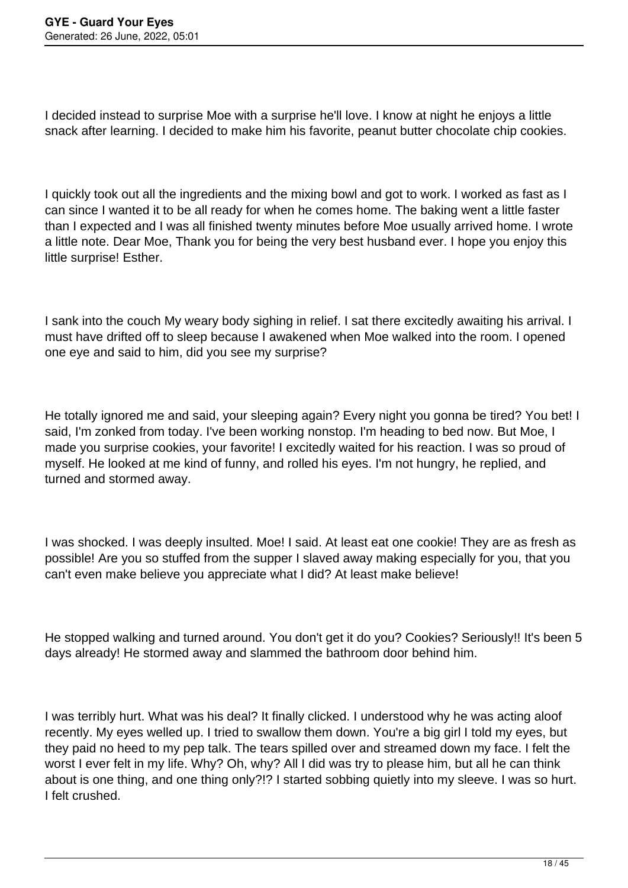I decided instead to surprise Moe with a surprise he'll love. I know at night he enjoys a little snack after learning. I decided to make him his favorite, peanut butter chocolate chip cookies.

I quickly took out all the ingredients and the mixing bowl and got to work. I worked as fast as I can since I wanted it to be all ready for when he comes home. The baking went a little faster than I expected and I was all finished twenty minutes before Moe usually arrived home. I wrote a little note. Dear Moe, Thank you for being the very best husband ever. I hope you enjoy this little surprise! Esther.

I sank into the couch My weary body sighing in relief. I sat there excitedly awaiting his arrival. I must have drifted off to sleep because I awakened when Moe walked into the room. I opened one eye and said to him, did you see my surprise?

He totally ignored me and said, your sleeping again? Every night you gonna be tired? You bet! I said, I'm zonked from today. I've been working nonstop. I'm heading to bed now. But Moe, I made you surprise cookies, your favorite! I excitedly waited for his reaction. I was so proud of myself. He looked at me kind of funny, and rolled his eyes. I'm not hungry, he replied, and turned and stormed away.

I was shocked. I was deeply insulted. Moe! I said. At least eat one cookie! They are as fresh as possible! Are you so stuffed from the supper I slaved away making especially for you, that you can't even make believe you appreciate what I did? At least make believe!

He stopped walking and turned around. You don't get it do you? Cookies? Seriously!! It's been 5 days already! He stormed away and slammed the bathroom door behind him.

I was terribly hurt. What was his deal? It finally clicked. I understood why he was acting aloof recently. My eyes welled up. I tried to swallow them down. You're a big girl I told my eyes, but they paid no heed to my pep talk. The tears spilled over and streamed down my face. I felt the worst I ever felt in my life. Why? Oh, why? All I did was try to please him, but all he can think about is one thing, and one thing only?!? I started sobbing quietly into my sleeve. I was so hurt. I felt crushed.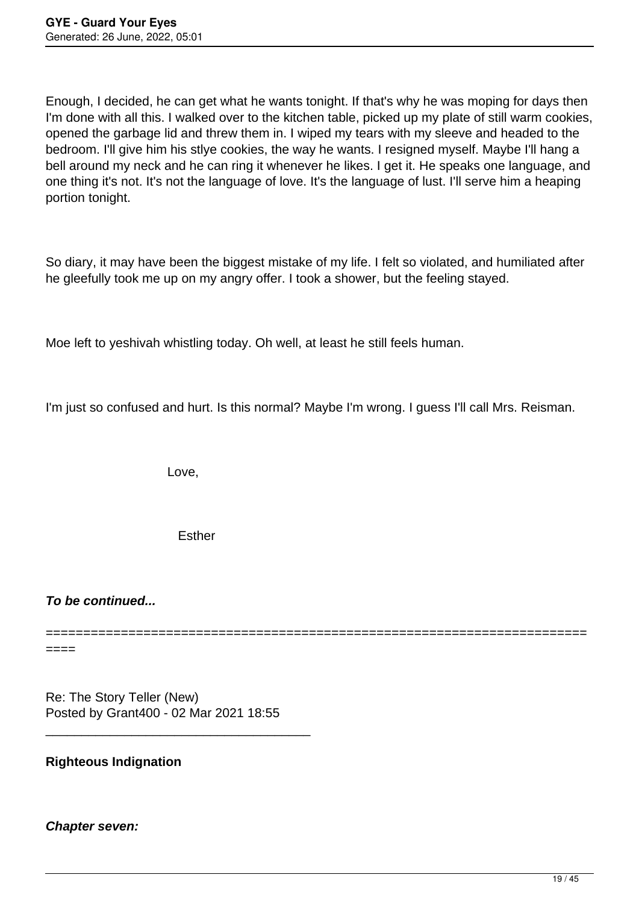Enough, I decided, he can get what he wants tonight. If that's why he was moping for days then I'm done with all this. I walked over to the kitchen table, picked up my plate of still warm cookies, opened the garbage lid and threw them in. I wiped my tears with my sleeve and headed to the bedroom. I'll give him his stlye cookies, the way he wants. I resigned myself. Maybe I'll hang a bell around my neck and he can ring it whenever he likes. I get it. He speaks one language, and one thing it's not. It's not the language of love. It's the language of lust. I'll serve him a heaping portion tonight.

So diary, it may have been the biggest mistake of my life. I felt so violated, and humiliated after he gleefully took me up on my angry offer. I took a shower, but the feeling stayed.

Moe left to yeshivah whistling today. Oh well, at least he still feels human.

I'm just so confused and hurt. Is this normal? Maybe I'm wrong. I guess I'll call Mrs. Reisman.

Love,

Esther

***To be continued...***

============================================================================

Re: The Story Teller (New)
Posted by Grant400 - 02 Mar 2021 18:55

_____________________________________

**Righteous Indignation**

***Chapter seven:***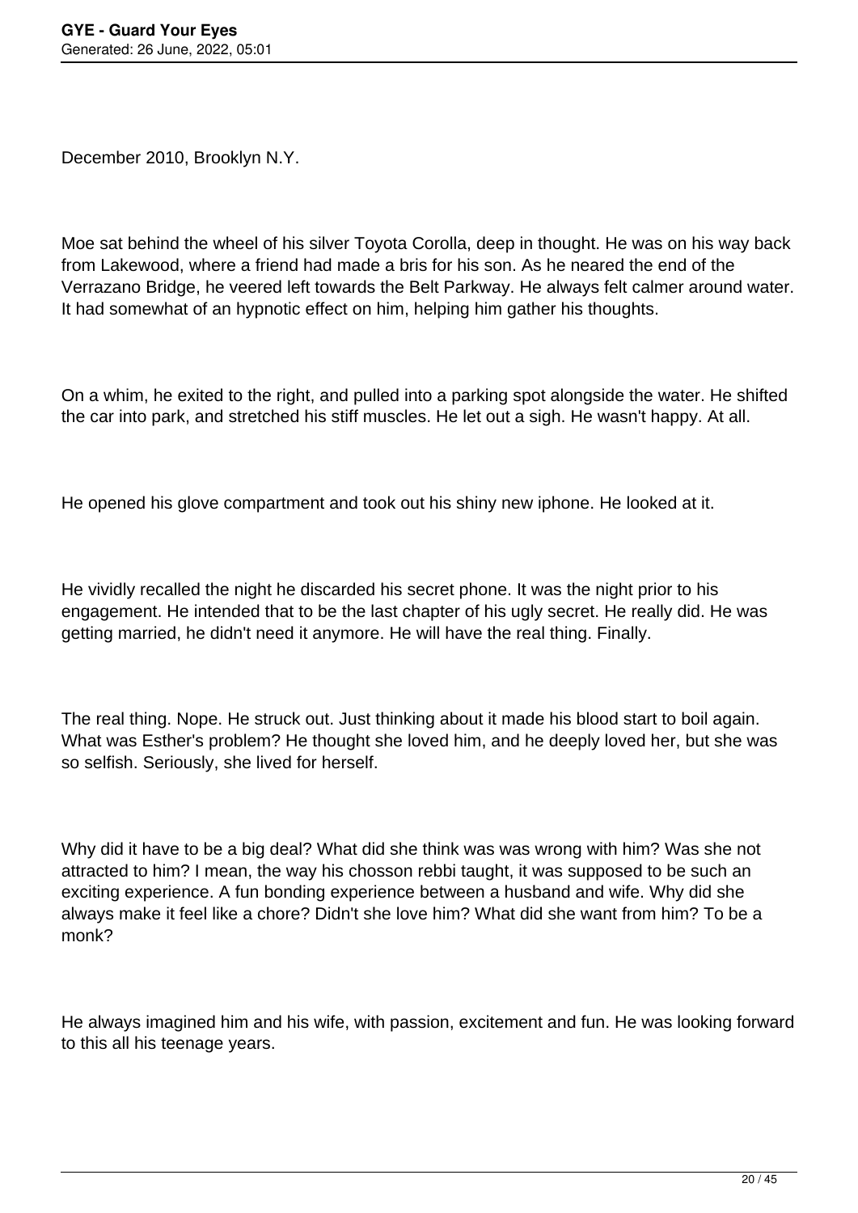December 2010, Brooklyn N.Y.

Moe sat behind the wheel of his silver Toyota Corolla, deep in thought. He was on his way back from Lakewood, where a friend had made a bris for his son. As he neared the end of the Verrazano Bridge, he veered left towards the Belt Parkway. He always felt calmer around water. It had somewhat of an hypnotic effect on him, helping him gather his thoughts.

On a whim, he exited to the right, and pulled into a parking spot alongside the water. He shifted the car into park, and stretched his stiff muscles. He let out a sigh. He wasn't happy. At all.

He opened his glove compartment and took out his shiny new iphone. He looked at it.

He vividly recalled the night he discarded his secret phone. It was the night prior to his engagement. He intended that to be the last chapter of his ugly secret. He really did. He was getting married, he didn't need it anymore. He will have the real thing. Finally.

The real thing. Nope. He struck out. Just thinking about it made his blood start to boil again. What was Esther's problem? He thought she loved him, and he deeply loved her, but she was so selfish. Seriously, she lived for herself.

Why did it have to be a big deal? What did she think was was wrong with him? Was she not attracted to him? I mean, the way his chosson rebbi taught, it was supposed to be such an exciting experience. A fun bonding experience between a husband and wife. Why did she always make it feel like a chore? Didn't she love him? What did she want from him? To be a monk?

He always imagined him and his wife, with passion, excitement and fun. He was looking forward to this all his teenage years.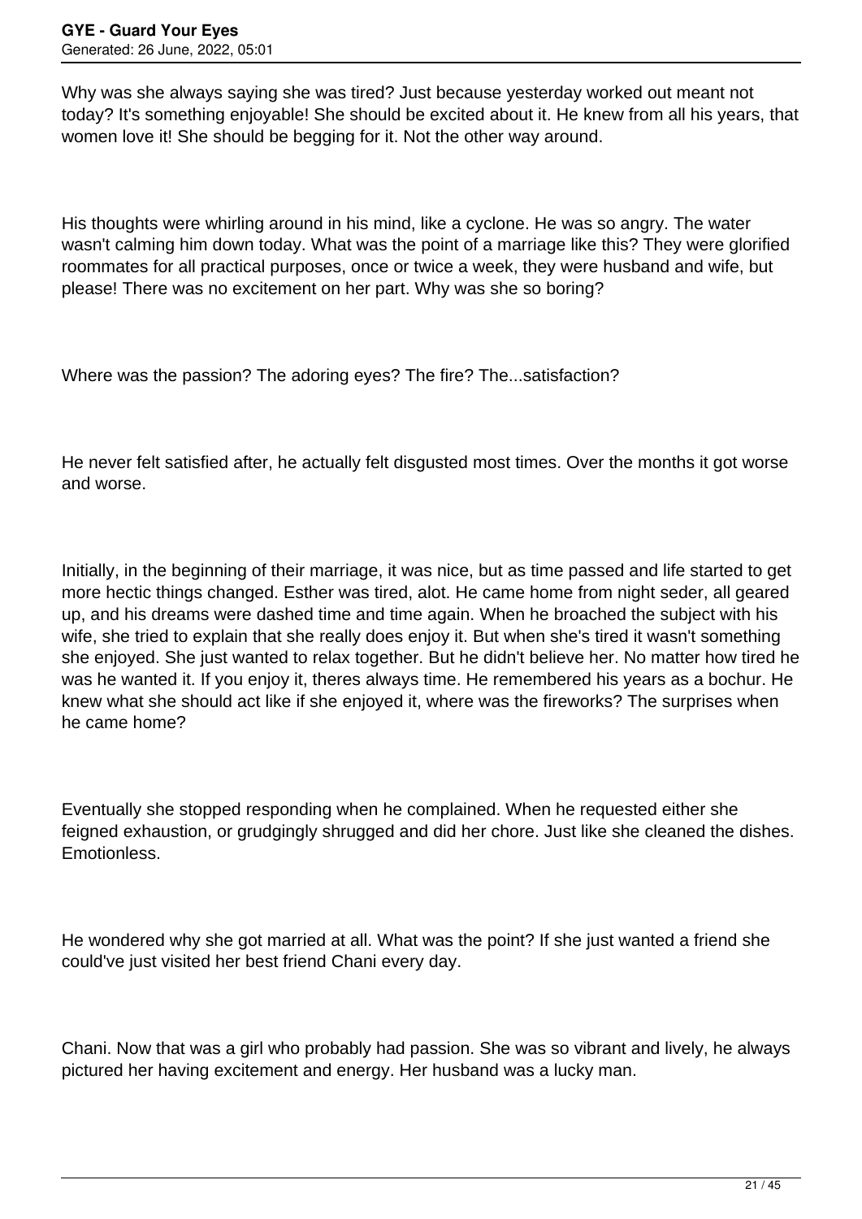Why was she always saying she was tired? Just because yesterday worked out meant not today? It's something enjoyable! She should be excited about it. He knew from all his years, that women love it! She should be begging for it. Not the other way around.

His thoughts were whirling around in his mind, like a cyclone. He was so angry. The water wasn't calming him down today. What was the point of a marriage like this? They were glorified roommates for all practical purposes, once or twice a week, they were husband and wife, but please! There was no excitement on her part. Why was she so boring?

Where was the passion? The adoring eyes? The fire? The...satisfaction?

He never felt satisfied after, he actually felt disgusted most times. Over the months it got worse and worse.

Initially, in the beginning of their marriage, it was nice, but as time passed and life started to get more hectic things changed. Esther was tired, alot. He came home from night seder, all geared up, and his dreams were dashed time and time again. When he broached the subject with his wife, she tried to explain that she really does enjoy it. But when she's tired it wasn't something she enjoyed. She just wanted to relax together. But he didn't believe her. No matter how tired he was he wanted it. If you enjoy it, theres always time. He remembered his years as a bochur. He knew what she should act like if she enjoyed it, where was the fireworks? The surprises when he came home?

Eventually she stopped responding when he complained. When he requested either she feigned exhaustion, or grudgingly shrugged and did her chore. Just like she cleaned the dishes. Emotionless.

He wondered why she got married at all. What was the point? If she just wanted a friend she could've just visited her best friend Chani every day.

Chani. Now that was a girl who probably had passion. She was so vibrant and lively, he always pictured her having excitement and energy. Her husband was a lucky man.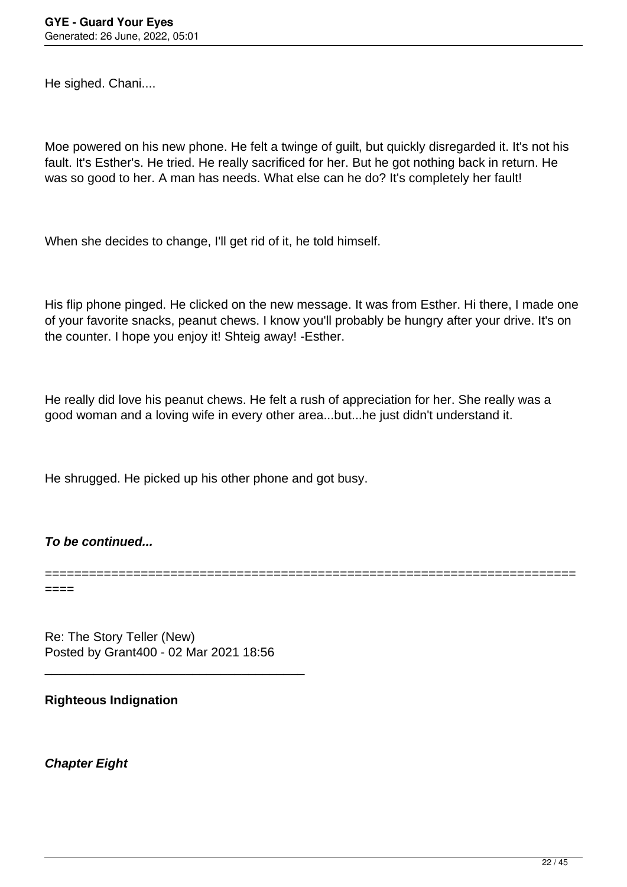He sighed. Chani....

Moe powered on his new phone. He felt a twinge of guilt, but quickly disregarded it. It's not his fault. It's Esther's. He tried. He really sacrificed for her. But he got nothing back in return. He was so good to her. A man has needs. What else can he do? It's completely her fault!

When she decides to change, I'll get rid of it, he told himself.

His flip phone pinged. He clicked on the new message. It was from Esther. Hi there, I made one of your favorite snacks, peanut chews. I know you'll probably be hungry after your drive. It's on the counter. I hope you enjoy it! Shteig away! -Esther.

He really did love his peanut chews. He felt a rush of appreciation for her. She really was a good woman and a loving wife in every other area...but...he just didn't understand it.

He shrugged. He picked up his other phone and got busy.

***To be continued...***

==========================================================================

Re: The Story Teller (New)
Posted by Grant400 - 02 Mar 2021 18:56

_____________________________________

**Righteous Indignation**

***Chapter Eight***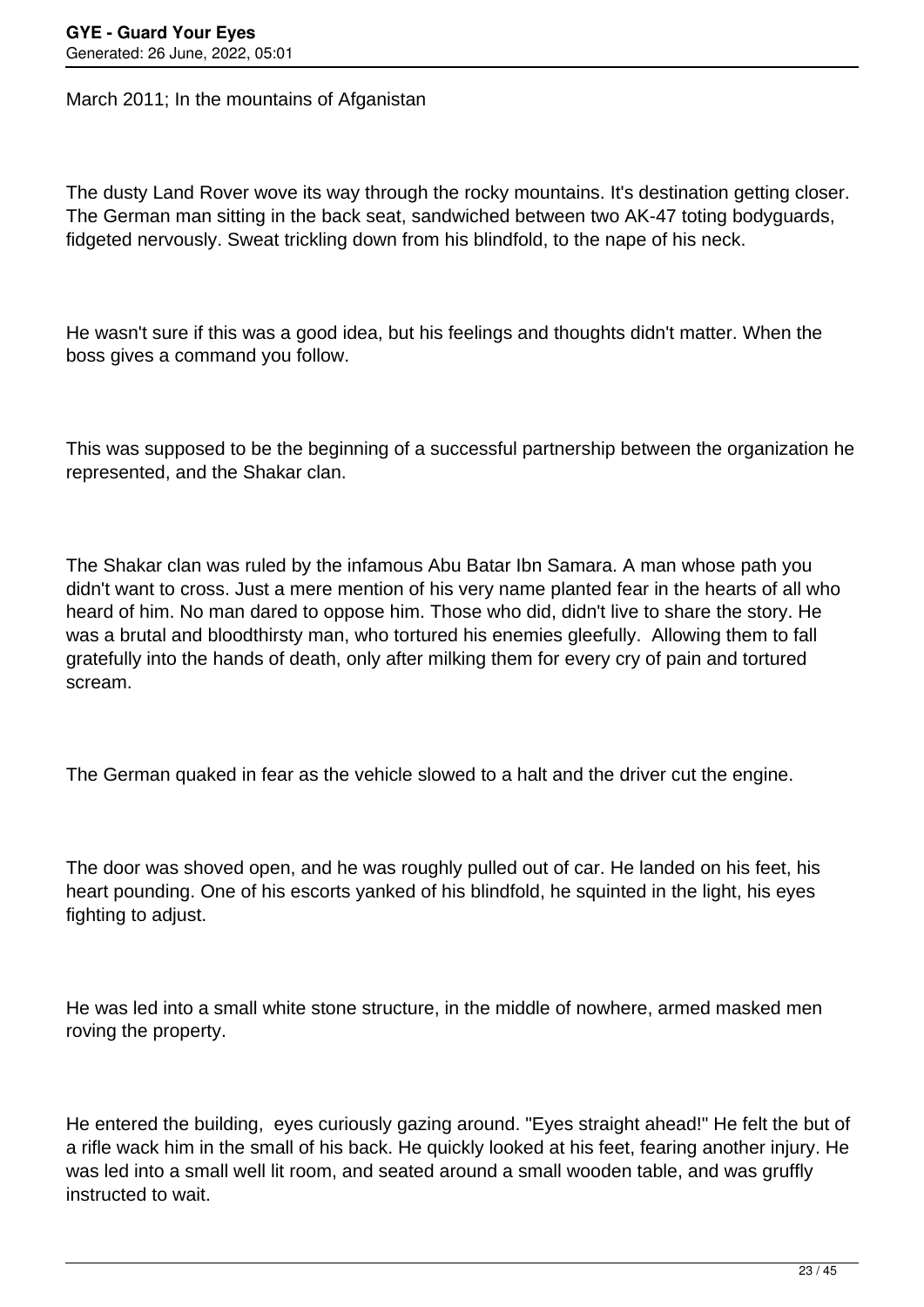March 2011; In the mountains of Afganistan

The dusty Land Rover wove its way through the rocky mountains. It's destination getting closer. The German man sitting in the back seat, sandwiched between two AK-47 toting bodyguards, fidgeted nervously. Sweat trickling down from his blindfold, to the nape of his neck.

He wasn't sure if this was a good idea, but his feelings and thoughts didn't matter. When the boss gives a command you follow.

This was supposed to be the beginning of a successful partnership between the organization he represented, and the Shakar clan.

The Shakar clan was ruled by the infamous Abu Batar Ibn Samara. A man whose path you didn't want to cross. Just a mere mention of his very name planted fear in the hearts of all who heard of him. No man dared to oppose him. Those who did, didn't live to share the story. He was a brutal and bloodthirsty man, who tortured his enemies gleefully. Allowing them to fall gratefully into the hands of death, only after milking them for every cry of pain and tortured scream.

The German quaked in fear as the vehicle slowed to a halt and the driver cut the engine.

The door was shoved open, and he was roughly pulled out of car. He landed on his feet, his heart pounding. One of his escorts yanked of his blindfold, he squinted in the light, his eyes fighting to adjust.

He was led into a small white stone structure, in the middle of nowhere, armed masked men roving the property.

He entered the building, eyes curiously gazing around. "Eyes straight ahead!" He felt the but of a rifle wack him in the small of his back. He quickly looked at his feet, fearing another injury. He was led into a small well lit room, and seated around a small wooden table, and was gruffly instructed to wait.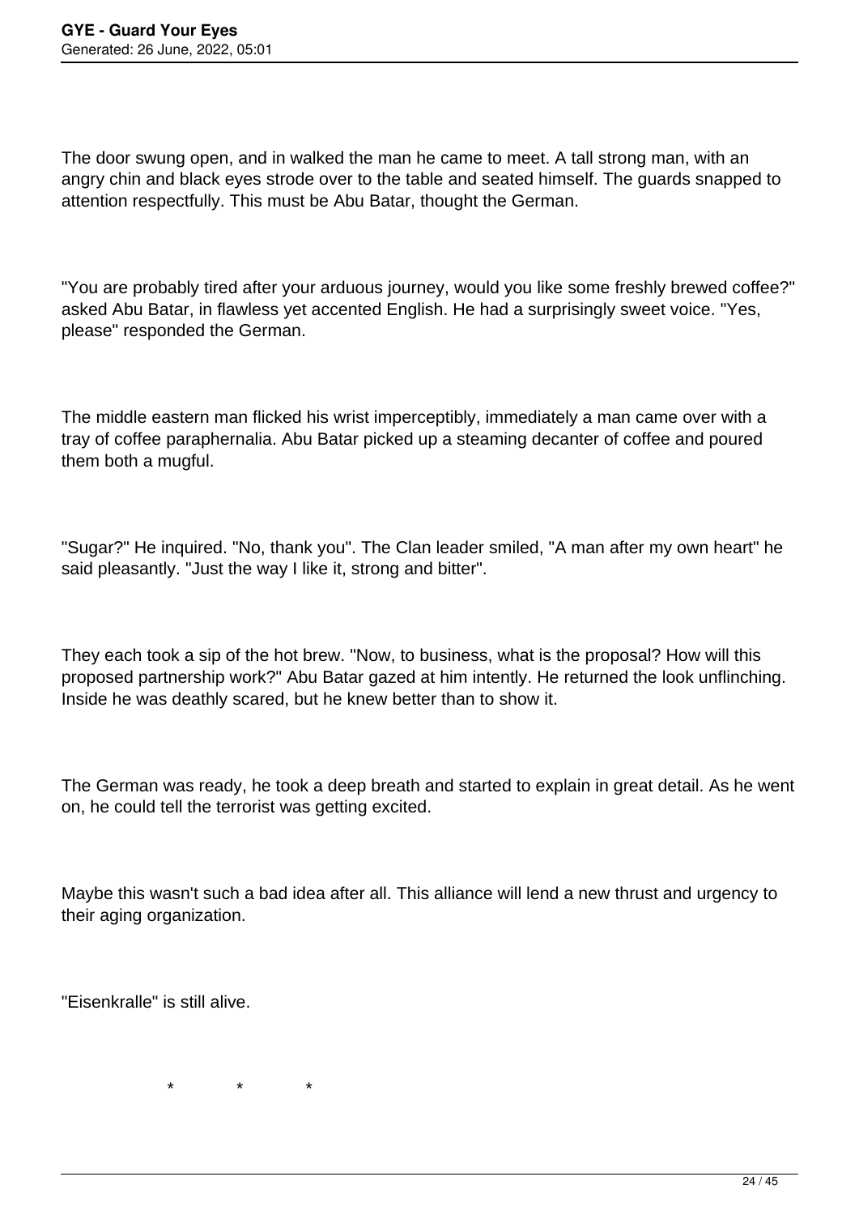The door swung open, and in walked the man he came to meet. A tall strong man, with an angry chin and black eyes strode over to the table and seated himself. The guards snapped to attention respectfully. This must be Abu Batar, thought the German.

"You are probably tired after your arduous journey, would you like some freshly brewed coffee?" asked Abu Batar, in flawless yet accented English. He had a surprisingly sweet voice. "Yes, please" responded the German.

The middle eastern man flicked his wrist imperceptibly, immediately a man came over with a tray of coffee paraphernalia. Abu Batar picked up a steaming decanter of coffee and poured them both a mugful.

"Sugar?" He inquired. "No, thank you". The Clan leader smiled, "A man after my own heart" he said pleasantly. "Just the way I like it, strong and bitter".

They each took a sip of the hot brew. "Now, to business, what is the proposal? How will this proposed partnership work?" Abu Batar gazed at him intently. He returned the look unflinching. Inside he was deathly scared, but he knew better than to show it.

The German was ready, he took a deep breath and started to explain in great detail. As he went on, he could tell the terrorist was getting excited.

Maybe this wasn't such a bad idea after all. This alliance will lend a new thrust and urgency to their aging organization.

"Eisenkralle" is still alive.

\*     \*     \*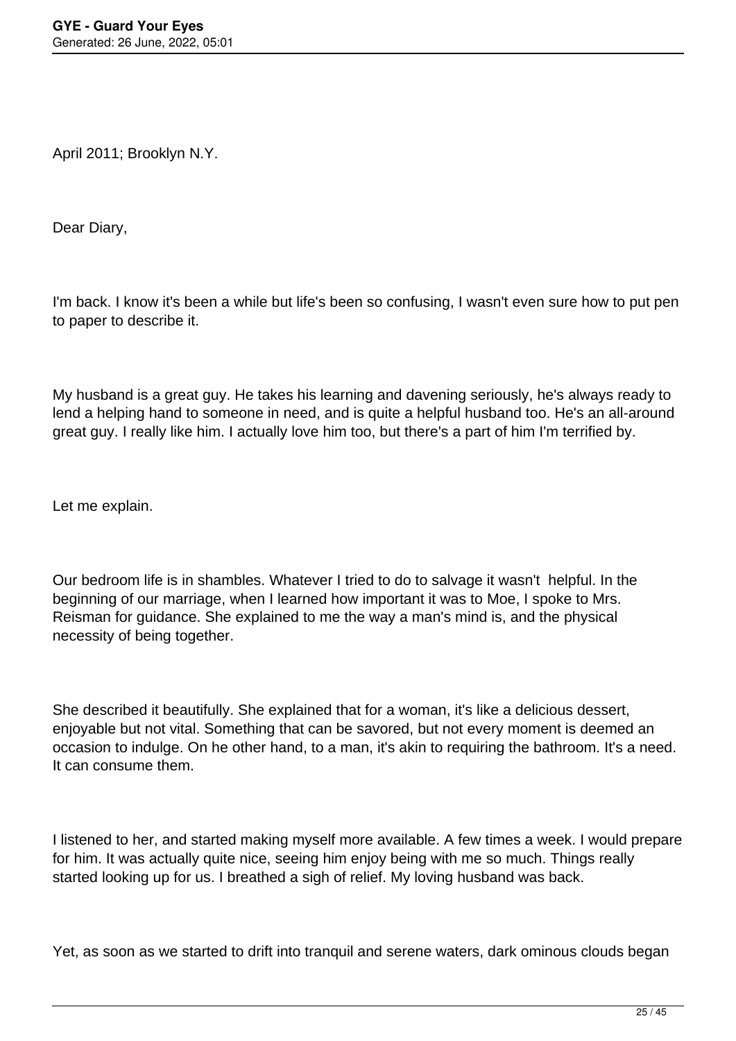April 2011; Brooklyn N.Y.

Dear Diary,

I'm back. I know it's been a while but life's been so confusing, I wasn't even sure how to put pen to paper to describe it.

My husband is a great guy. He takes his learning and davening seriously, he's always ready to lend a helping hand to someone in need, and is quite a helpful husband too. He's an all-around great guy. I really like him. I actually love him too, but there's a part of him I'm terrified by.

Let me explain.

Our bedroom life is in shambles. Whatever I tried to do to salvage it wasn't  helpful. In the beginning of our marriage, when I learned how important it was to Moe, I spoke to Mrs. Reisman for guidance. She explained to me the way a man's mind is, and the physical necessity of being together.

She described it beautifully. She explained that for a woman, it's like a delicious dessert, enjoyable but not vital. Something that can be savored, but not every moment is deemed an occasion to indulge. On he other hand, to a man, it's akin to requiring the bathroom. It's a need. It can consume them.

I listened to her, and started making myself more available. A few times a week. I would prepare for him. It was actually quite nice, seeing him enjoy being with me so much. Things really started looking up for us. I breathed a sigh of relief. My loving husband was back.

Yet, as soon as we started to drift into tranquil and serene waters, dark ominous clouds began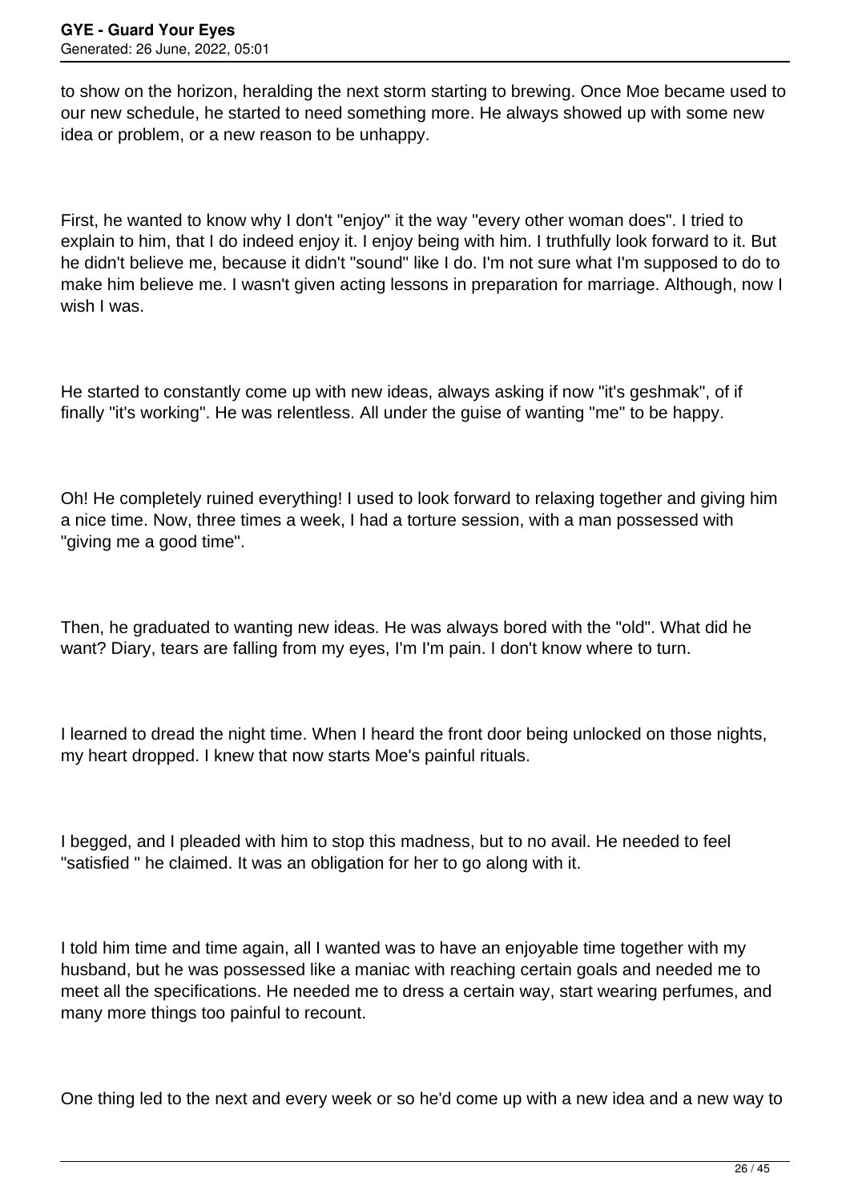to show on the horizon, heralding the next storm starting to brewing. Once Moe became used to our new schedule, he started to need something more. He always showed up with some new idea or problem, or a new reason to be unhappy.

First, he wanted to know why I don't "enjoy" it the way "every other woman does". I tried to explain to him, that I do indeed enjoy it. I enjoy being with him. I truthfully look forward to it. But he didn't believe me, because it didn't "sound" like I do. I'm not sure what I'm supposed to do to make him believe me. I wasn't given acting lessons in preparation for marriage. Although, now I wish I was.

He started to constantly come up with new ideas, always asking if now "it's geshmak", of if finally "it's working". He was relentless. All under the guise of wanting "me" to be happy.

Oh! He completely ruined everything! I used to look forward to relaxing together and giving him a nice time. Now, three times a week, I had a torture session, with a man possessed with "giving me a good time".

Then, he graduated to wanting new ideas. He was always bored with the "old". What did he want? Diary, tears are falling from my eyes, I'm I'm pain. I don't know where to turn.

I learned to dread the night time. When I heard the front door being unlocked on those nights, my heart dropped. I knew that now starts Moe's painful rituals.

I begged, and I pleaded with him to stop this madness, but to no avail. He needed to feel "satisfied " he claimed. It was an obligation for her to go along with it.

I told him time and time again, all I wanted was to have an enjoyable time together with my husband, but he was possessed like a maniac with reaching certain goals and needed me to meet all the specifications. He needed me to dress a certain way, start wearing perfumes, and many more things too painful to recount.

One thing led to the next and every week or so he'd come up with a new idea and a new way to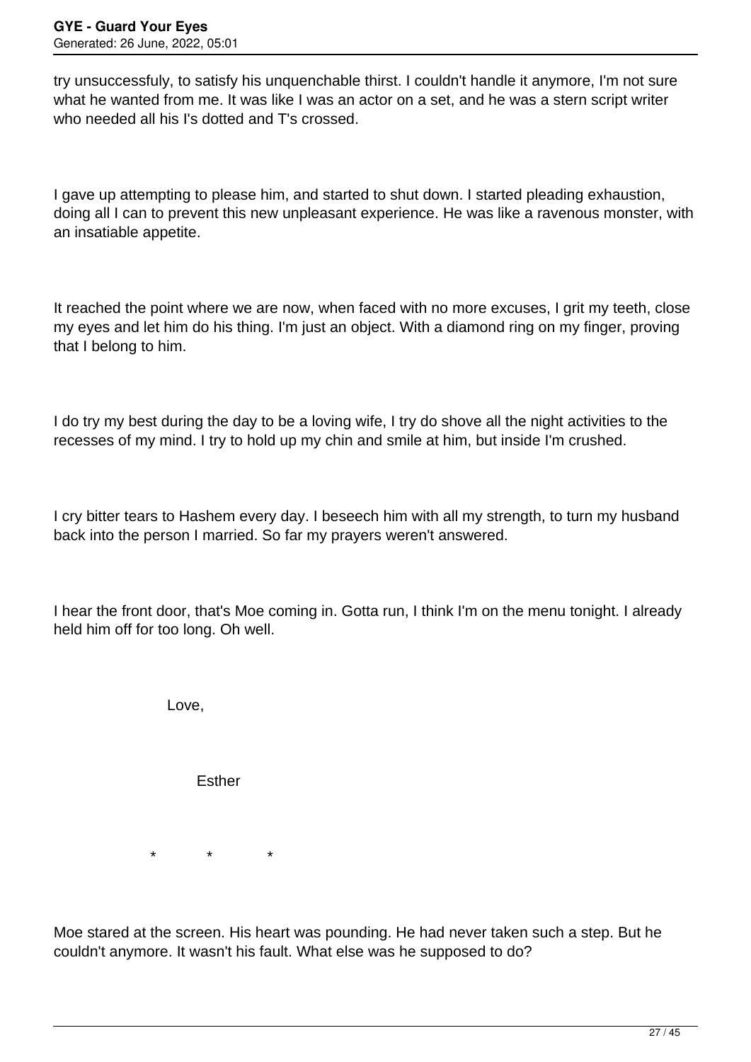try unsuccessfuly, to satisfy his unquenchable thirst. I couldn't handle it anymore, I'm not sure what he wanted from me. It was like I was an actor on a set, and he was a stern script writer who needed all his I's dotted and T's crossed.

I gave up attempting to please him, and started to shut down. I started pleading exhaustion, doing all I can to prevent this new unpleasant experience. He was like a ravenous monster, with an insatiable appetite.

It reached the point where we are now, when faced with no more excuses, I grit my teeth, close my eyes and let him do his thing. I'm just an object. With a diamond ring on my finger, proving that I belong to him.

I do try my best during the day to be a loving wife, I try do shove all the night activities to the recesses of my mind. I try to hold up my chin and smile at him, but inside I'm crushed.

I cry bitter tears to Hashem every day. I beseech him with all my strength, to turn my husband back into the person I married. So far my prayers weren't answered.

I hear the front door, that's Moe coming in. Gotta run, I think I'm on the menu tonight. I already held him off for too long. Oh well.

Love,

Esther

*           *           *

Moe stared at the screen. His heart was pounding. He had never taken such a step. But he couldn't anymore. It wasn't his fault. What else was he supposed to do?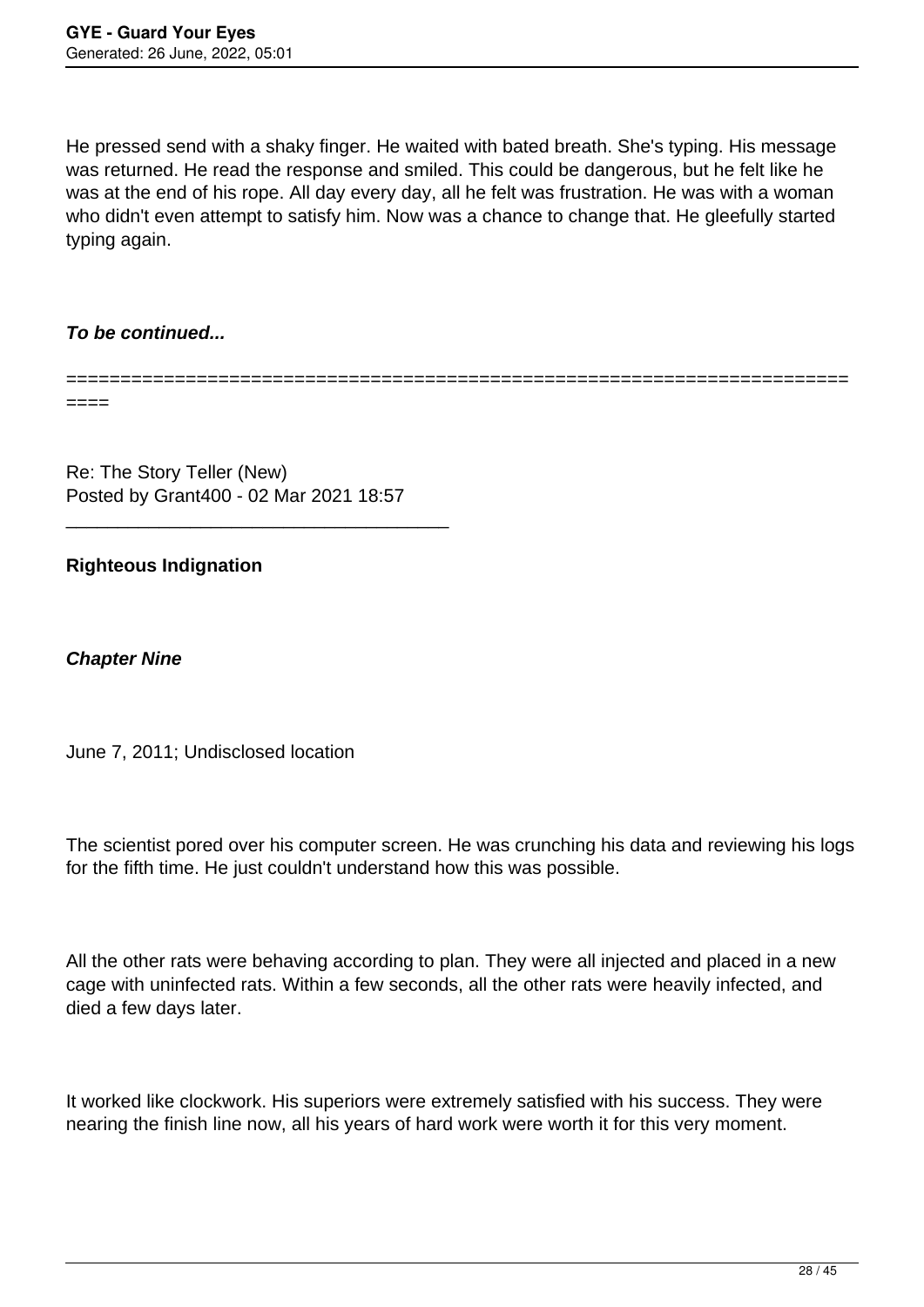He pressed send with a shaky finger. He waited with bated breath. She's typing. His message was returned. He read the response and smiled. This could be dangerous, but he felt like he was at the end of his rope. All day every day, all he felt was frustration. He was with a woman who didn't even attempt to satisfy him. Now was a chance to change that. He gleefully started typing again.

***To be continued...***

============================================================================

Re: The Story Teller (New)
Posted by Grant400 - 02 Mar 2021 18:57

---

**Righteous Indignation**

***Chapter Nine***

June 7, 2011; Undisclosed location

The scientist pored over his computer screen. He was crunching his data and reviewing his logs for the fifth time. He just couldn't understand how this was possible.

All the other rats were behaving according to plan. They were all injected and placed in a new cage with uninfected rats. Within a few seconds, all the other rats were heavily infected, and died a few days later.

It worked like clockwork. His superiors were extremely satisfied with his success. They were nearing the finish line now, all his years of hard work were worth it for this very moment.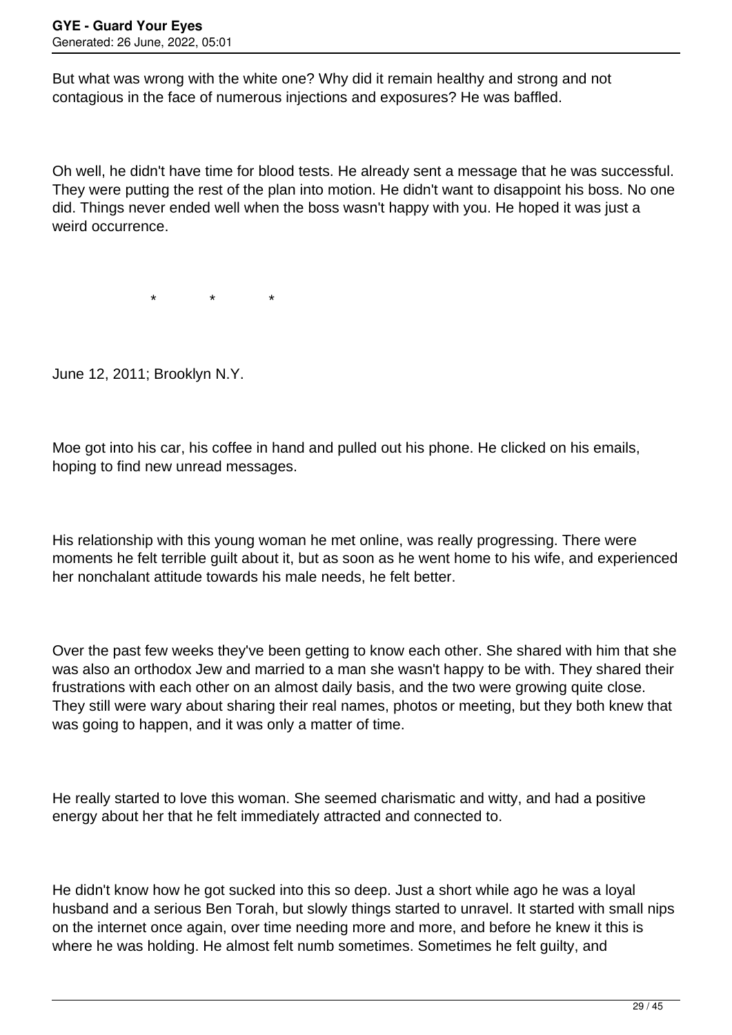But what was wrong with the white one? Why did it remain healthy and strong and not contagious in the face of numerous injections and exposures? He was baffled.

Oh well, he didn't have time for blood tests. He already sent a message that he was successful. They were putting the rest of the plan into motion. He didn't want to disappoint his boss. No one did. Things never ended well when the boss wasn't happy with you. He hoped it was just a weird occurrence.

\* \* \*

June 12, 2011; Brooklyn N.Y.

Moe got into his car, his coffee in hand and pulled out his phone. He clicked on his emails, hoping to find new unread messages.

His relationship with this young woman he met online, was really progressing. There were moments he felt terrible guilt about it, but as soon as he went home to his wife, and experienced her nonchalant attitude towards his male needs, he felt better.

Over the past few weeks they've been getting to know each other. She shared with him that she was also an orthodox Jew and married to a man she wasn't happy to be with. They shared their frustrations with each other on an almost daily basis, and the two were growing quite close. They still were wary about sharing their real names, photos or meeting, but they both knew that was going to happen, and it was only a matter of time.

He really started to love this woman. She seemed charismatic and witty, and had a positive energy about her that he felt immediately attracted and connected to.

He didn't know how he got sucked into this so deep. Just a short while ago he was a loyal husband and a serious Ben Torah, but slowly things started to unravel. It started with small nips on the internet once again, over time needing more and more, and before he knew it this is where he was holding. He almost felt numb sometimes. Sometimes he felt guilty, and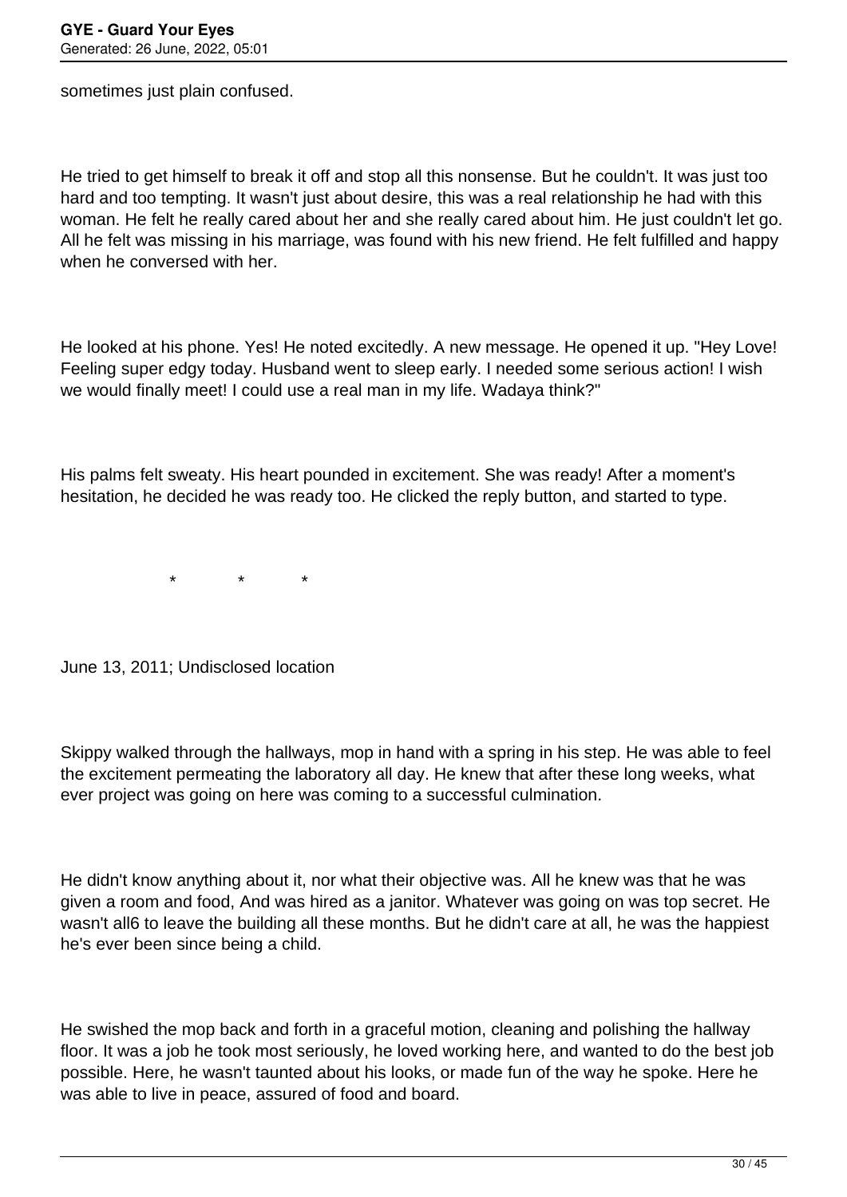sometimes just plain confused.

He tried to get himself to break it off and stop all this nonsense. But he couldn't. It was just too hard and too tempting. It wasn't just about desire, this was a real relationship he had with this woman. He felt he really cared about her and she really cared about him. He just couldn't let go. All he felt was missing in his marriage, was found with his new friend. He felt fulfilled and happy when he conversed with her.

He looked at his phone. Yes! He noted excitedly. A new message. He opened it up. "Hey Love! Feeling super edgy today. Husband went to sleep early. I needed some serious action! I wish we would finally meet! I could use a real man in my life. Wadaya think?"

His palms felt sweaty. His heart pounded in excitement. She was ready! After a moment's hesitation, he decided he was ready too. He clicked the reply button, and started to type.

\* \* \*

June 13, 2011; Undisclosed location

Skippy walked through the hallways, mop in hand with a spring in his step. He was able to feel the excitement permeating the laboratory all day. He knew that after these long weeks, what ever project was going on here was coming to a successful culmination.

He didn't know anything about it, nor what their objective was. All he knew was that he was given a room and food, And was hired as a janitor. Whatever was going on was top secret. He wasn't all6 to leave the building all these months. But he didn't care at all, he was the happiest he's ever been since being a child.

He swished the mop back and forth in a graceful motion, cleaning and polishing the hallway floor. It was a job he took most seriously, he loved working here, and wanted to do the best job possible. Here, he wasn't taunted about his looks, or made fun of the way he spoke. Here he was able to live in peace, assured of food and board.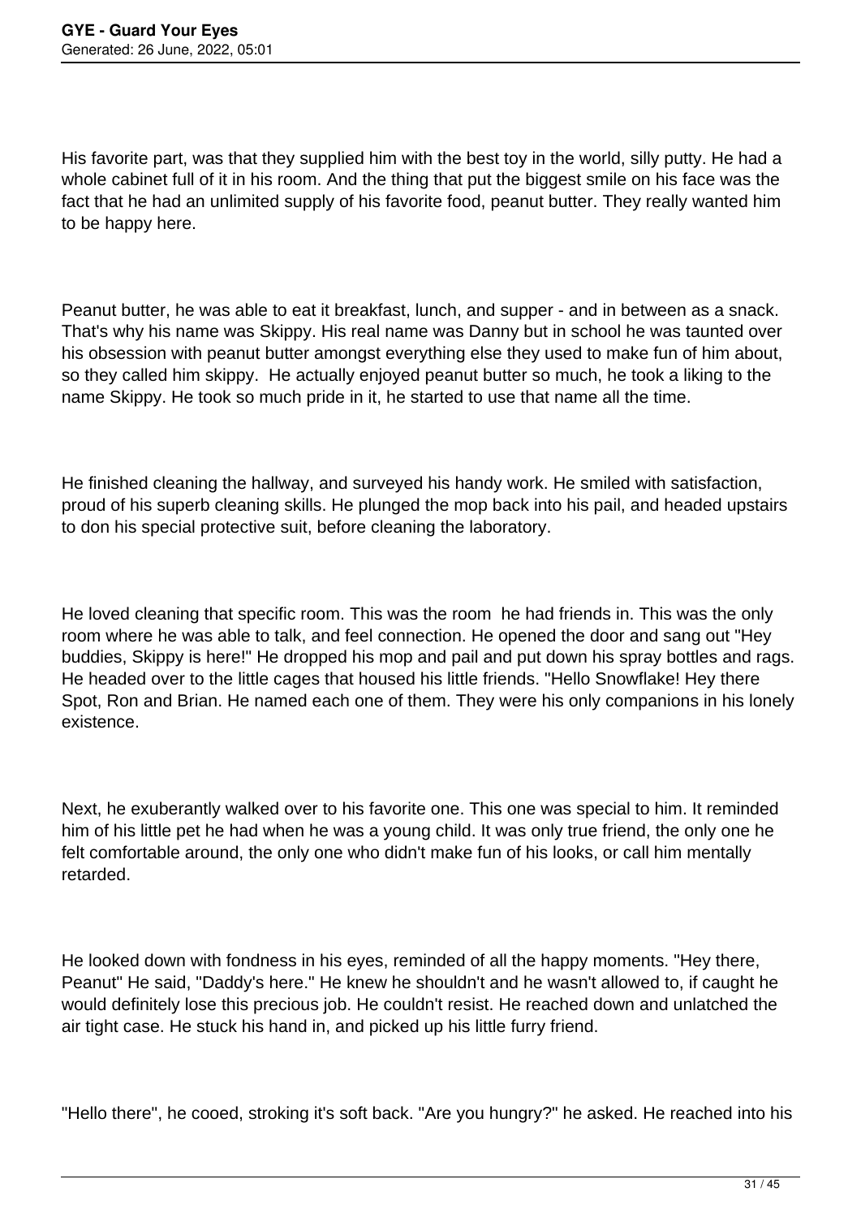His favorite part, was that they supplied him with the best toy in the world, silly putty. He had a whole cabinet full of it in his room. And the thing that put the biggest smile on his face was the fact that he had an unlimited supply of his favorite food, peanut butter. They really wanted him to be happy here.

Peanut butter, he was able to eat it breakfast, lunch, and supper - and in between as a snack. That's why his name was Skippy. His real name was Danny but in school he was taunted over his obsession with peanut butter amongst everything else they used to make fun of him about, so they called him skippy. He actually enjoyed peanut butter so much, he took a liking to the name Skippy. He took so much pride in it, he started to use that name all the time.

He finished cleaning the hallway, and surveyed his handy work. He smiled with satisfaction, proud of his superb cleaning skills. He plunged the mop back into his pail, and headed upstairs to don his special protective suit, before cleaning the laboratory.

He loved cleaning that specific room. This was the room he had friends in. This was the only room where he was able to talk, and feel connection. He opened the door and sang out "Hey buddies, Skippy is here!" He dropped his mop and pail and put down his spray bottles and rags. He headed over to the little cages that housed his little friends. "Hello Snowflake! Hey there Spot, Ron and Brian. He named each one of them. They were his only companions in his lonely existence.

Next, he exuberantly walked over to his favorite one. This one was special to him. It reminded him of his little pet he had when he was a young child. It was only true friend, the only one he felt comfortable around, the only one who didn't make fun of his looks, or call him mentally retarded.

He looked down with fondness in his eyes, reminded of all the happy moments. "Hey there, Peanut" He said, "Daddy's here." He knew he shouldn't and he wasn't allowed to, if caught he would definitely lose this precious job. He couldn't resist. He reached down and unlatched the air tight case. He stuck his hand in, and picked up his little furry friend.

"Hello there", he cooed, stroking it's soft back. "Are you hungry?" he asked. He reached into his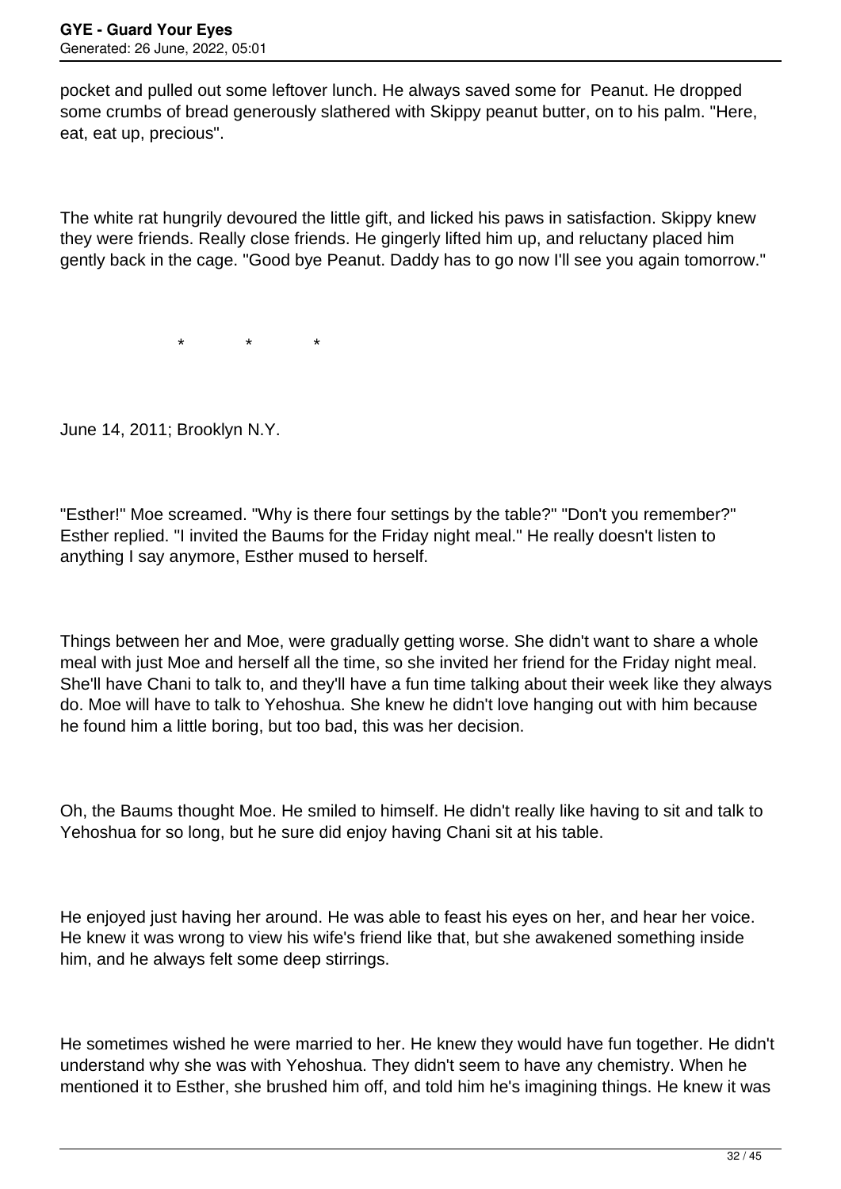pocket and pulled out some leftover lunch. He always saved some for  Peanut. He dropped some crumbs of bread generously slathered with Skippy peanut butter, on to his palm. "Here, eat, eat up, precious".

The white rat hungrily devoured the little gift, and licked his paws in satisfaction. Skippy knew they were friends. Really close friends. He gingerly lifted him up, and reluctany placed him gently back in the cage. "Good bye Peanut. Daddy has to go now I'll see you again tomorrow."

\*            \*            \*

June 14, 2011; Brooklyn N.Y.

"Esther!" Moe screamed. "Why is there four settings by the table?" "Don't you remember?" Esther replied. "I invited the Baums for the Friday night meal." He really doesn't listen to anything I say anymore, Esther mused to herself.

Things between her and Moe, were gradually getting worse. She didn't want to share a whole meal with just Moe and herself all the time, so she invited her friend for the Friday night meal. She'll have Chani to talk to, and they'll have a fun time talking about their week like they always do. Moe will have to talk to Yehoshua. She knew he didn't love hanging out with him because he found him a little boring, but too bad, this was her decision.

Oh, the Baums thought Moe. He smiled to himself. He didn't really like having to sit and talk to Yehoshua for so long, but he sure did enjoy having Chani sit at his table.

He enjoyed just having her around. He was able to feast his eyes on her, and hear her voice. He knew it was wrong to view his wife's friend like that, but she awakened something inside him, and he always felt some deep stirrings.

He sometimes wished he were married to her. He knew they would have fun together. He didn't understand why she was with Yehoshua. They didn't seem to have any chemistry. When he mentioned it to Esther, she brushed him off, and told him he's imagining things. He knew it was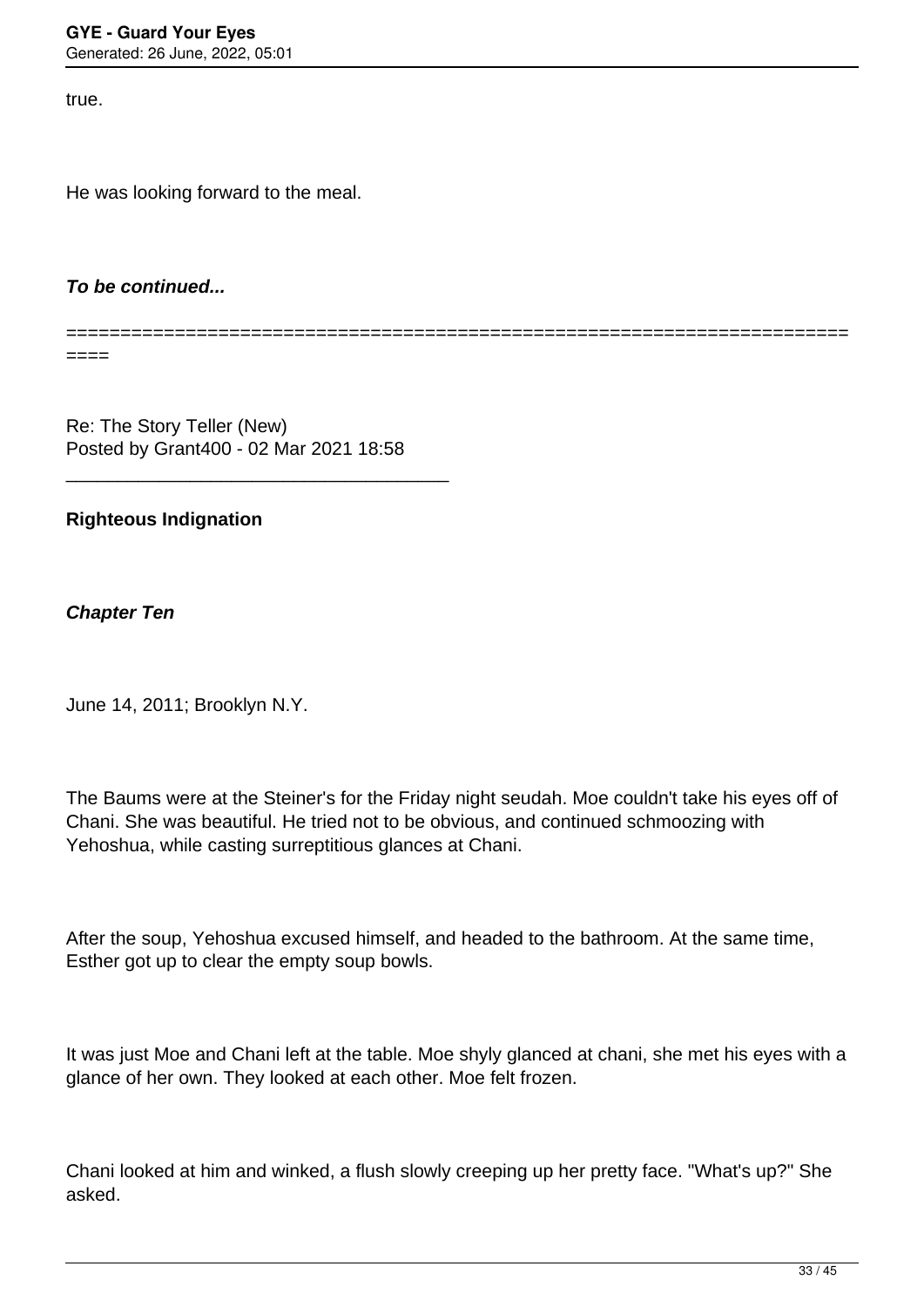true.

He was looking forward to the meal.

***To be continued...***

==========================================================================

Re: The Story Teller (New)
Posted by Grant400 - 02 Mar 2021 18:58

_____________________________________

**Righteous Indignation**

***Chapter Ten***

June 14, 2011; Brooklyn N.Y.

The Baums were at the Steiner's for the Friday night seudah. Moe couldn't take his eyes off of Chani. She was beautiful. He tried not to be obvious, and continued schmoozing with Yehoshua, while casting surreptitious glances at Chani.

After the soup, Yehoshua excused himself, and headed to the bathroom. At the same time, Esther got up to clear the empty soup bowls.

It was just Moe and Chani left at the table. Moe shyly glanced at chani, she met his eyes with a glance of her own. They looked at each other. Moe felt frozen.

Chani looked at him and winked, a flush slowly creeping up her pretty face. "What's up?" She asked.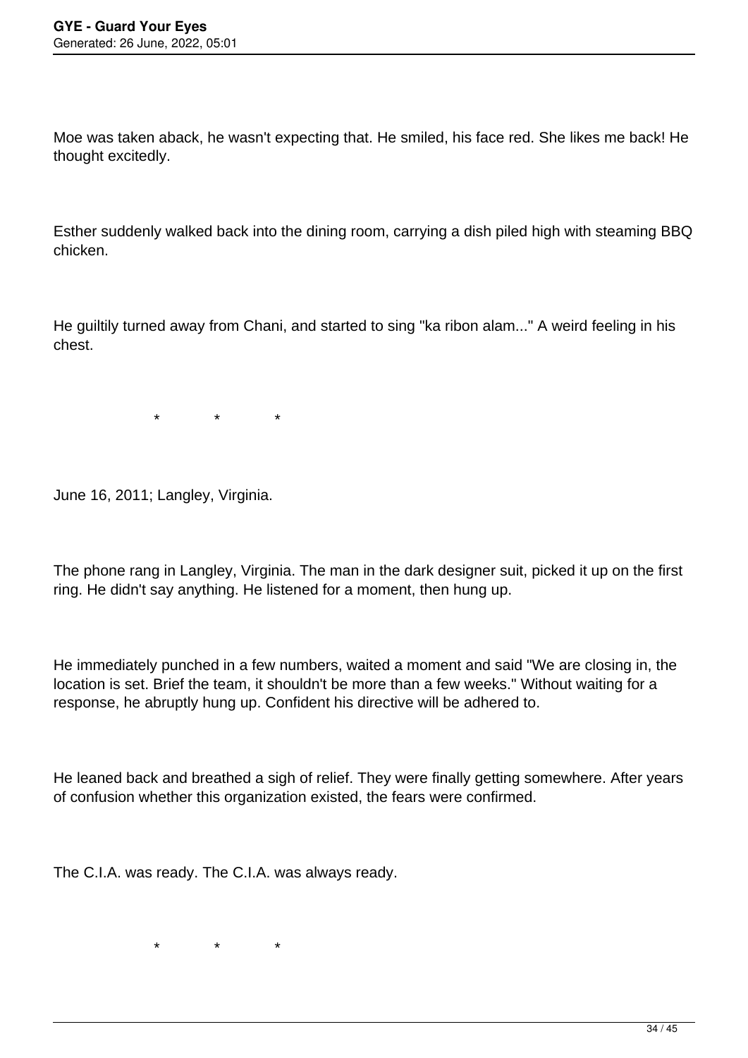Moe was taken aback, he wasn't expecting that. He smiled, his face red. She likes me back! He thought excitedly.

Esther suddenly walked back into the dining room, carrying a dish piled high with steaming BBQ chicken.

He guiltily turned away from Chani, and started to sing "ka ribon alam..." A weird feeling in his chest.

\*             \*             \*

June 16, 2011; Langley, Virginia.

The phone rang in Langley, Virginia. The man in the dark designer suit, picked it up on the first ring. He didn't say anything. He listened for a moment, then hung up.

He immediately punched in a few numbers, waited a moment and said "We are closing in, the location is set. Brief the team, it shouldn't be more than a few weeks." Without waiting for a response, he abruptly hung up. Confident his directive will be adhered to.

He leaned back and breathed a sigh of relief. They were finally getting somewhere. After years of confusion whether this organization existed, the fears were confirmed.

The C.I.A. was ready. The C.I.A. was always ready.

\*             \*             \*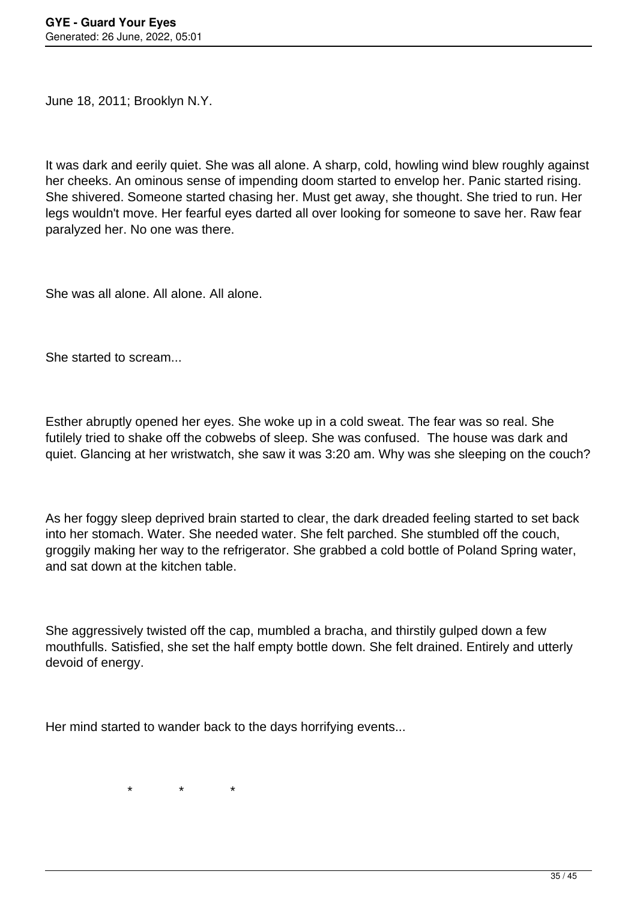June 18, 2011; Brooklyn N.Y.

It was dark and eerily quiet. She was all alone. A sharp, cold, howling wind blew roughly against her cheeks. An ominous sense of impending doom started to envelop her. Panic started rising. She shivered. Someone started chasing her. Must get away, she thought. She tried to run. Her legs wouldn't move. Her fearful eyes darted all over looking for someone to save her. Raw fear paralyzed her. No one was there.

She was all alone. All alone. All alone.

She started to scream...

Esther abruptly opened her eyes. She woke up in a cold sweat. The fear was so real. She futilely tried to shake off the cobwebs of sleep. She was confused. The house was dark and quiet. Glancing at her wristwatch, she saw it was 3:20 am. Why was she sleeping on the couch?

As her foggy sleep deprived brain started to clear, the dark dreaded feeling started to set back into her stomach. Water. She needed water. She felt parched. She stumbled off the couch, groggily making her way to the refrigerator. She grabbed a cold bottle of Poland Spring water, and sat down at the kitchen table.

She aggressively twisted off the cap, mumbled a bracha, and thirstily gulped down a few mouthfulls. Satisfied, she set the half empty bottle down. She felt drained. Entirely and utterly devoid of energy.

Her mind started to wander back to the days horrifying events...

\*     \*     \*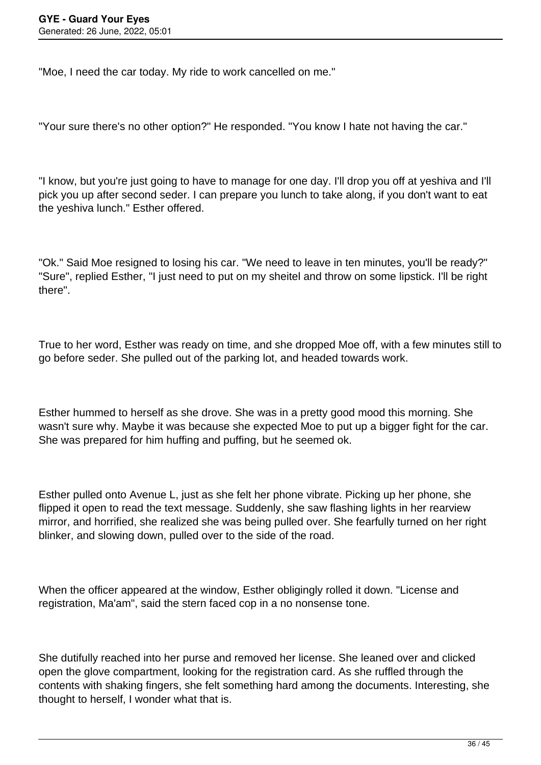"Moe, I need the car today. My ride to work cancelled on me."

"Your sure there's no other option?" He responded. "You know I hate not having the car."

"I know, but you're just going to have to manage for one day. I'll drop you off at yeshiva and I'll pick you up after second seder. I can prepare you lunch to take along, if you don't want to eat the yeshiva lunch." Esther offered.

"Ok." Said Moe resigned to losing his car. "We need to leave in ten minutes, you'll be ready?" "Sure", replied Esther, "I just need to put on my sheitel and throw on some lipstick. I'll be right there".

True to her word, Esther was ready on time, and she dropped Moe off, with a few minutes still to go before seder. She pulled out of the parking lot, and headed towards work.

Esther hummed to herself as she drove. She was in a pretty good mood this morning. She wasn't sure why. Maybe it was because she expected Moe to put up a bigger fight for the car. She was prepared for him huffing and puffing, but he seemed ok.

Esther pulled onto Avenue L, just as she felt her phone vibrate. Picking up her phone, she flipped it open to read the text message. Suddenly, she saw flashing lights in her rearview mirror, and horrified, she realized she was being pulled over. She fearfully turned on her right blinker, and slowing down, pulled over to the side of the road.

When the officer appeared at the window, Esther obligingly rolled it down. "License and registration, Ma'am", said the stern faced cop in a no nonsense tone.

She dutifully reached into her purse and removed her license. She leaned over and clicked open the glove compartment, looking for the registration card. As she ruffled through the contents with shaking fingers, she felt something hard among the documents. Interesting, she thought to herself, I wonder what that is.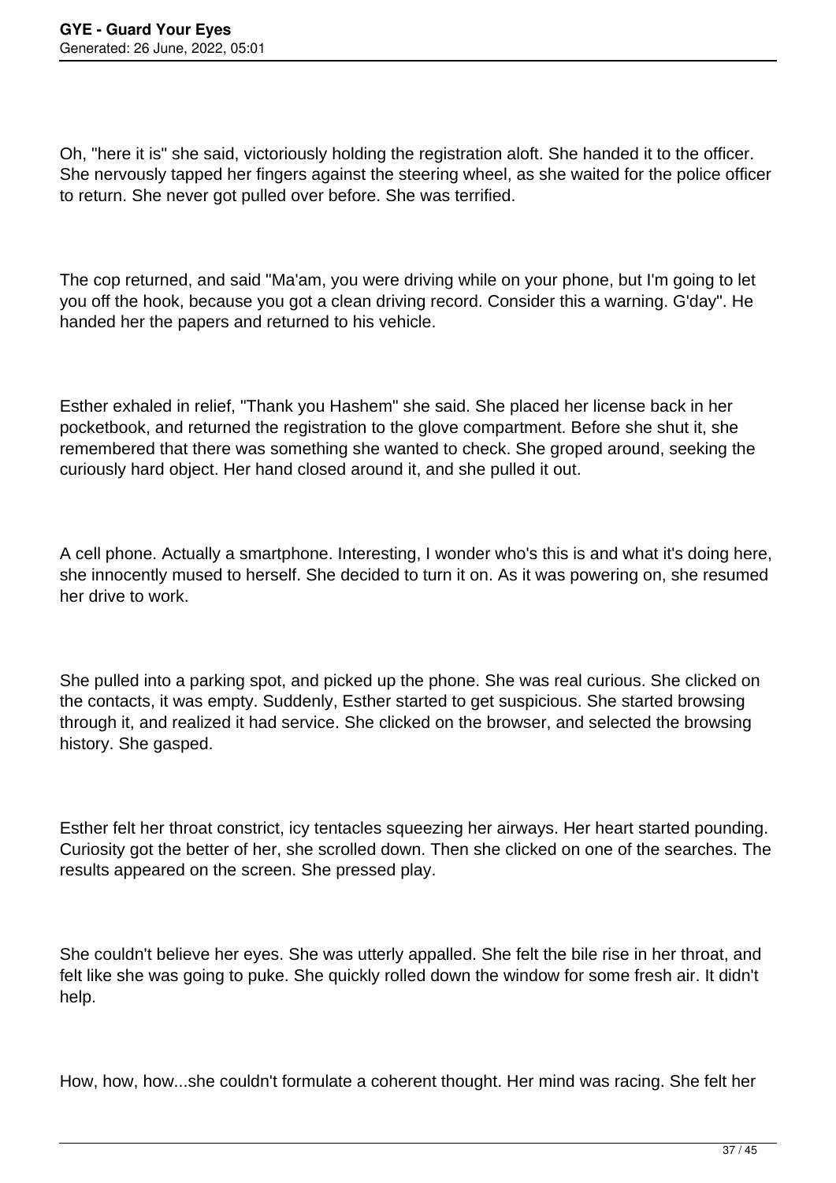Oh, "here it is" she said, victoriously holding the registration aloft. She handed it to the officer. She nervously tapped her fingers against the steering wheel, as she waited for the police officer to return. She never got pulled over before. She was terrified.

The cop returned, and said "Ma'am, you were driving while on your phone, but I'm going to let you off the hook, because you got a clean driving record. Consider this a warning. G'day". He handed her the papers and returned to his vehicle.

Esther exhaled in relief, "Thank you Hashem" she said. She placed her license back in her pocketbook, and returned the registration to the glove compartment. Before she shut it, she remembered that there was something she wanted to check. She groped around, seeking the curiously hard object. Her hand closed around it, and she pulled it out.

A cell phone. Actually a smartphone. Interesting, I wonder who's this is and what it's doing here, she innocently mused to herself. She decided to turn it on. As it was powering on, she resumed her drive to work.

She pulled into a parking spot, and picked up the phone. She was real curious. She clicked on the contacts, it was empty. Suddenly, Esther started to get suspicious. She started browsing through it, and realized it had service. She clicked on the browser, and selected the browsing history. She gasped.

Esther felt her throat constrict, icy tentacles squeezing her airways. Her heart started pounding. Curiosity got the better of her, she scrolled down. Then she clicked on one of the searches. The results appeared on the screen. She pressed play.

She couldn't believe her eyes. She was utterly appalled. She felt the bile rise in her throat, and felt like she was going to puke. She quickly rolled down the window for some fresh air. It didn't help.

How, how, how...she couldn't formulate a coherent thought. Her mind was racing. She felt her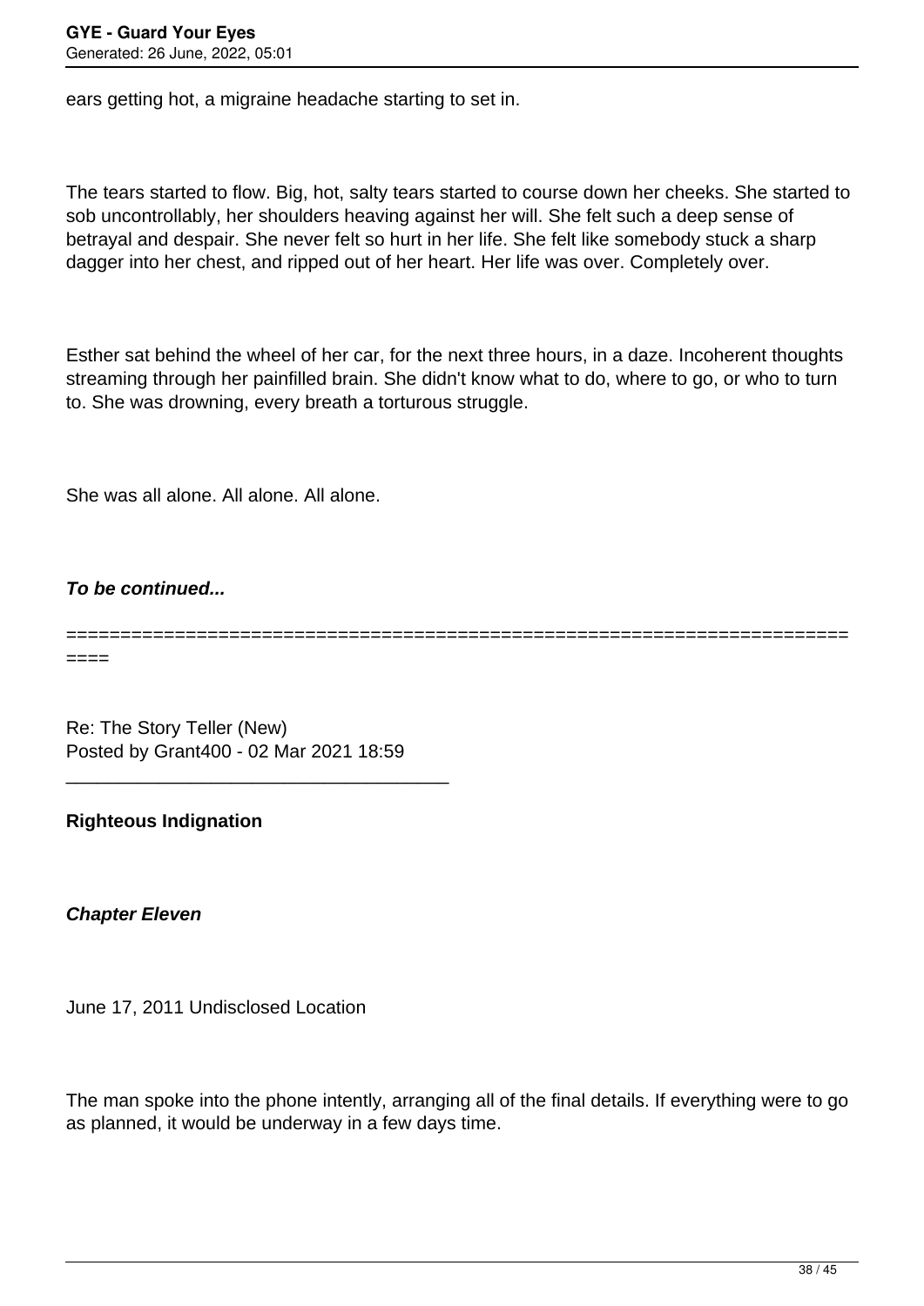ears getting hot, a migraine headache starting to set in.

The tears started to flow. Big, hot, salty tears started to course down her cheeks. She started to sob uncontrollably, her shoulders heaving against her will. She felt such a deep sense of betrayal and despair. She never felt so hurt in her life. She felt like somebody stuck a sharp dagger into her chest, and ripped out of her heart. Her life was over. Completely over.

Esther sat behind the wheel of her car, for the next three hours, in a daze. Incoherent thoughts streaming through her painfilled brain. She didn't know what to do, where to go, or who to turn to. She was drowning, every breath a torturous struggle.

She was all alone. All alone. All alone.

***To be continued...***

=========================================================================

Re: The Story Teller (New)
Posted by Grant400 - 02 Mar 2021 18:59

_____________________________________

**Righteous Indignation**

***Chapter Eleven***

June 17, 2011 Undisclosed Location

The man spoke into the phone intently, arranging all of the final details. If everything were to go as planned, it would be underway in a few days time.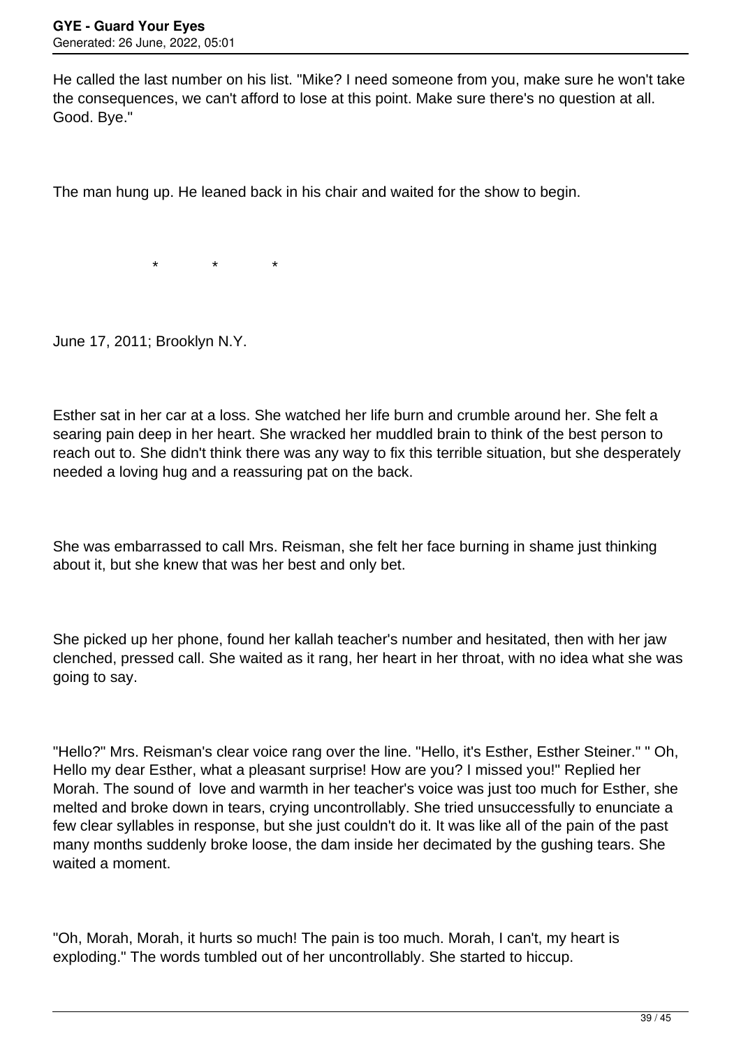He called the last number on his list. "Mike? I need someone from you, make sure he won't take the consequences, we can't afford to lose at this point. Make sure there's no question at all. Good. Bye."

The man hung up. He leaned back in his chair and waited for the show to begin.

\* \* \*

June 17, 2011; Brooklyn N.Y.

Esther sat in her car at a loss. She watched her life burn and crumble around her. She felt a searing pain deep in her heart. She wracked her muddled brain to think of the best person to reach out to. She didn't think there was any way to fix this terrible situation, but she desperately needed a loving hug and a reassuring pat on the back.

She was embarrassed to call Mrs. Reisman, she felt her face burning in shame just thinking about it, but she knew that was her best and only bet.

She picked up her phone, found her kallah teacher's number and hesitated, then with her jaw clenched, pressed call. She waited as it rang, her heart in her throat, with no idea what she was going to say.

"Hello?" Mrs. Reisman's clear voice rang over the line. "Hello, it's Esther, Esther Steiner." " Oh, Hello my dear Esther, what a pleasant surprise! How are you? I missed you!" Replied her Morah. The sound of love and warmth in her teacher's voice was just too much for Esther, she melted and broke down in tears, crying uncontrollably. She tried unsuccessfully to enunciate a few clear syllables in response, but she just couldn't do it. It was like all of the pain of the past many months suddenly broke loose, the dam inside her decimated by the gushing tears. She waited a moment.

"Oh, Morah, Morah, it hurts so much! The pain is too much. Morah, I can't, my heart is exploding." The words tumbled out of her uncontrollably. She started to hiccup.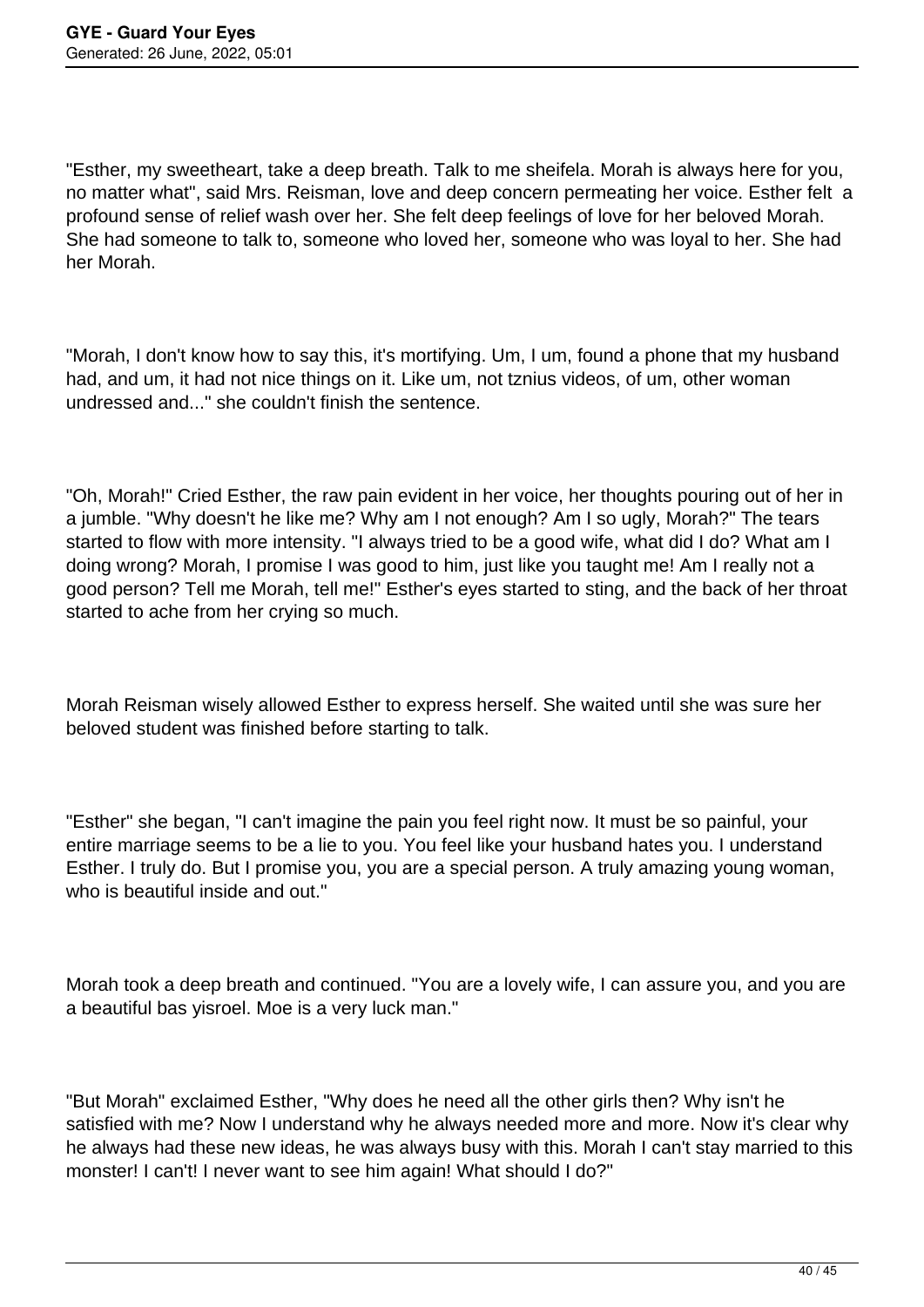"Esther, my sweetheart, take a deep breath. Talk to me sheifela. Morah is always here for you, no matter what", said Mrs. Reisman, love and deep concern permeating her voice. Esther felt a profound sense of relief wash over her. She felt deep feelings of love for her beloved Morah. She had someone to talk to, someone who loved her, someone who was loyal to her. She had her Morah.

"Morah, I don't know how to say this, it's mortifying. Um, I um, found a phone that my husband had, and um, it had not nice things on it. Like um, not tznius videos, of um, other woman undressed and..." she couldn't finish the sentence.

"Oh, Morah!" Cried Esther, the raw pain evident in her voice, her thoughts pouring out of her in a jumble. "Why doesn't he like me? Why am I not enough? Am I so ugly, Morah?" The tears started to flow with more intensity. "I always tried to be a good wife, what did I do? What am I doing wrong? Morah, I promise I was good to him, just like you taught me! Am I really not a good person? Tell me Morah, tell me!" Esther's eyes started to sting, and the back of her throat started to ache from her crying so much.

Morah Reisman wisely allowed Esther to express herself. She waited until she was sure her beloved student was finished before starting to talk.

"Esther" she began, "I can't imagine the pain you feel right now. It must be so painful, your entire marriage seems to be a lie to you. You feel like your husband hates you. I understand Esther. I truly do. But I promise you, you are a special person. A truly amazing young woman, who is beautiful inside and out."

Morah took a deep breath and continued. "You are a lovely wife, I can assure you, and you are a beautiful bas yisroel. Moe is a very luck man."

"But Morah" exclaimed Esther, "Why does he need all the other girls then? Why isn't he satisfied with me? Now I understand why he always needed more and more. Now it's clear why he always had these new ideas, he was always busy with this. Morah I can't stay married to this monster! I can't! I never want to see him again! What should I do?"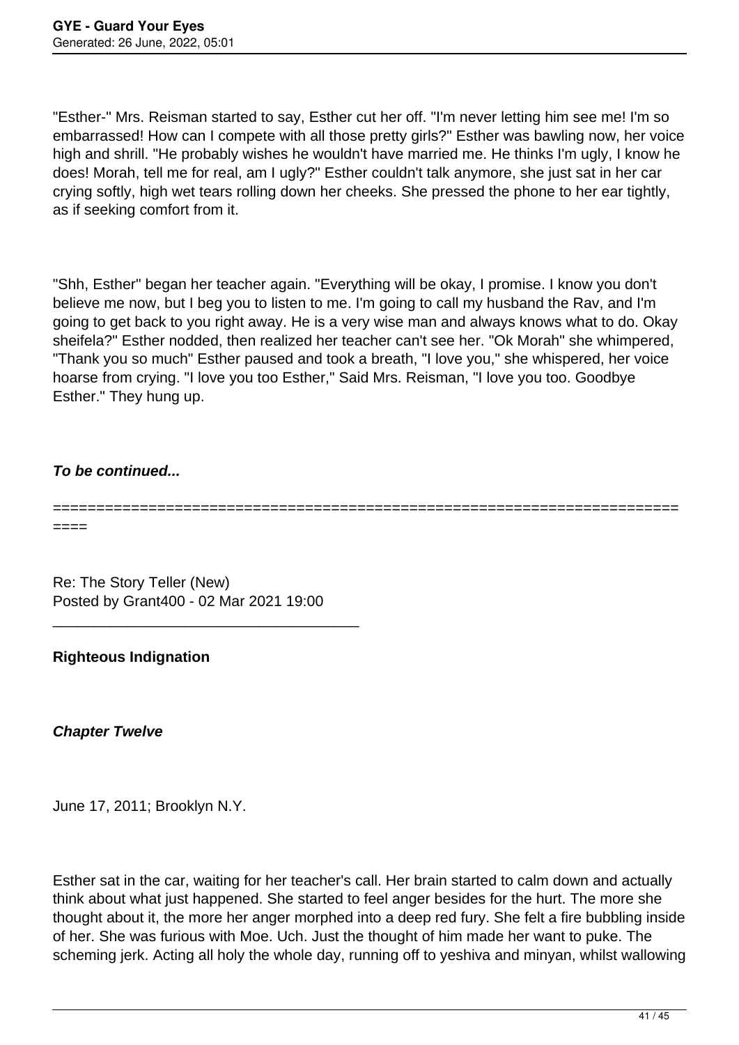"Esther-" Mrs. Reisman started to say, Esther cut her off. "I'm never letting him see me! I'm so embarrassed! How can I compete with all those pretty girls?" Esther was bawling now, her voice high and shrill. "He probably wishes he wouldn't have married me. He thinks I'm ugly, I know he does! Morah, tell me for real, am I ugly?" Esther couldn't talk anymore, she just sat in her car crying softly, high wet tears rolling down her cheeks. She pressed the phone to her ear tightly, as if seeking comfort from it.

"Shh, Esther" began her teacher again. "Everything will be okay, I promise. I know you don't believe me now, but I beg you to listen to me. I'm going to call my husband the Rav, and I'm going to get back to you right away. He is a very wise man and always knows what to do. Okay sheifela?" Esther nodded, then realized her teacher can't see her. "Ok Morah" she whimpered, "Thank you so much" Esther paused and took a breath, "I love you," she whispered, her voice hoarse from crying. "I love you too Esther," Said Mrs. Reisman, "I love you too. Goodbye Esther." They hung up.

***To be continued...***

===========================================================================

Re: The Story Teller (New)
Posted by Grant400 - 02 Mar 2021 19:00

_____________________________________

**Righteous Indignation**

***Chapter Twelve***

June 17, 2011; Brooklyn N.Y.

Esther sat in the car, waiting for her teacher's call. Her brain started to calm down and actually think about what just happened. She started to feel anger besides for the hurt. The more she thought about it, the more her anger morphed into a deep red fury. She felt a fire bubbling inside of her. She was furious with Moe. Uch. Just the thought of him made her want to puke. The scheming jerk. Acting all holy the whole day, running off to yeshiva and minyan, whilst wallowing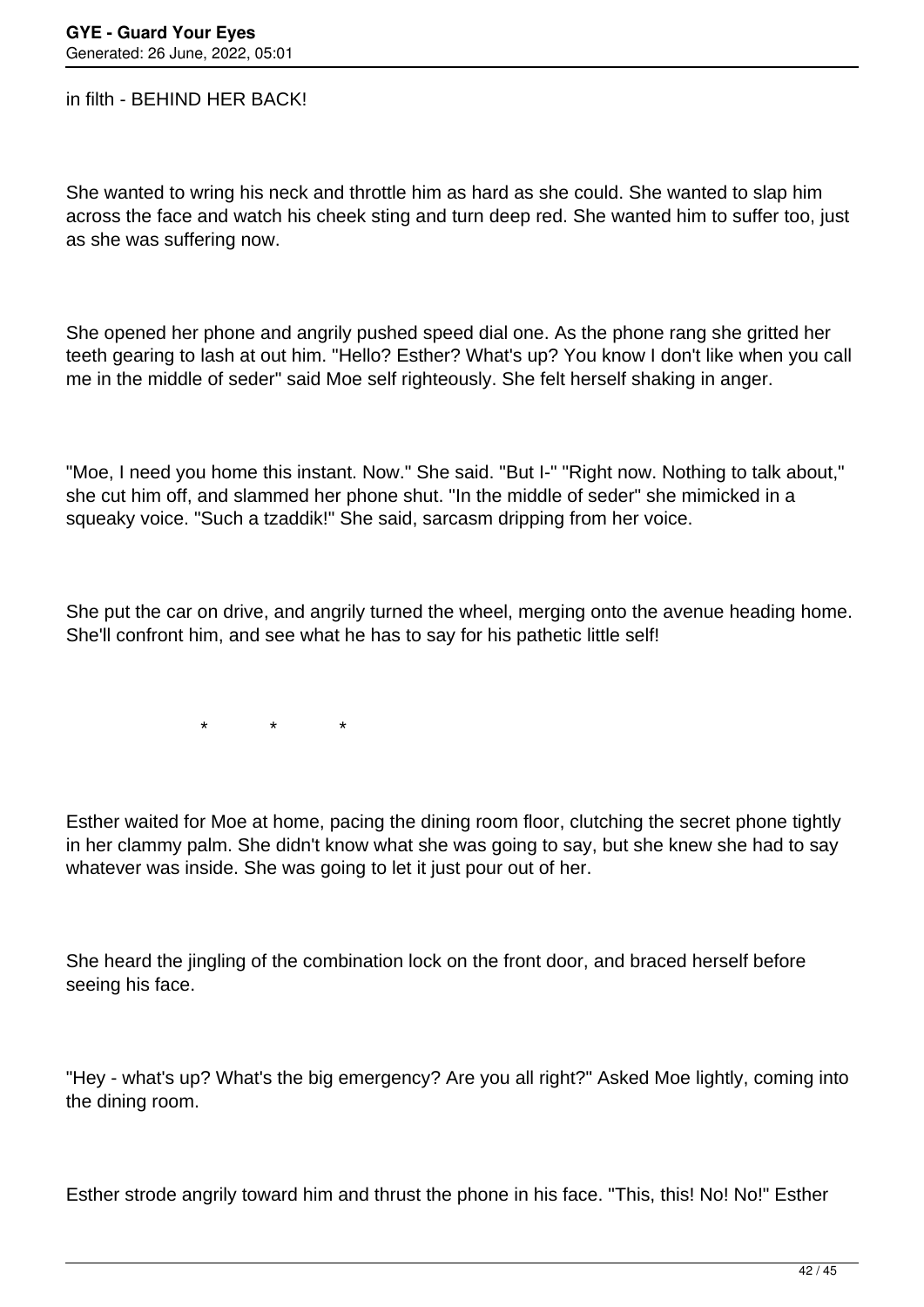in filth - BEHIND HER BACK!

She wanted to wring his neck and throttle him as hard as she could. She wanted to slap him across the face and watch his cheek sting and turn deep red. She wanted him to suffer too, just as she was suffering now.

She opened her phone and angrily pushed speed dial one. As the phone rang she gritted her teeth gearing to lash at out him. "Hello? Esther? What's up? You know I don't like when you call me in the middle of seder" said Moe self righteously. She felt herself shaking in anger.

"Moe, I need you home this instant. Now." She said. "But I-" "Right now. Nothing to talk about," she cut him off, and slammed her phone shut. "In the middle of seder" she mimicked in a squeaky voice. "Such a tzaddik!" She said, sarcasm dripping from her voice.

She put the car on drive, and angrily turned the wheel, merging onto the avenue heading home. She'll confront him, and see what he has to say for his pathetic little self!

\*          \*          \*

Esther waited for Moe at home, pacing the dining room floor, clutching the secret phone tightly in her clammy palm. She didn't know what she was going to say, but she knew she had to say whatever was inside. She was going to let it just pour out of her.

She heard the jingling of the combination lock on the front door, and braced herself before seeing his face.

"Hey - what's up? What's the big emergency? Are you all right?" Asked Moe lightly, coming into the dining room.

Esther strode angrily toward him and thrust the phone in his face. "This, this! No! No!" Esther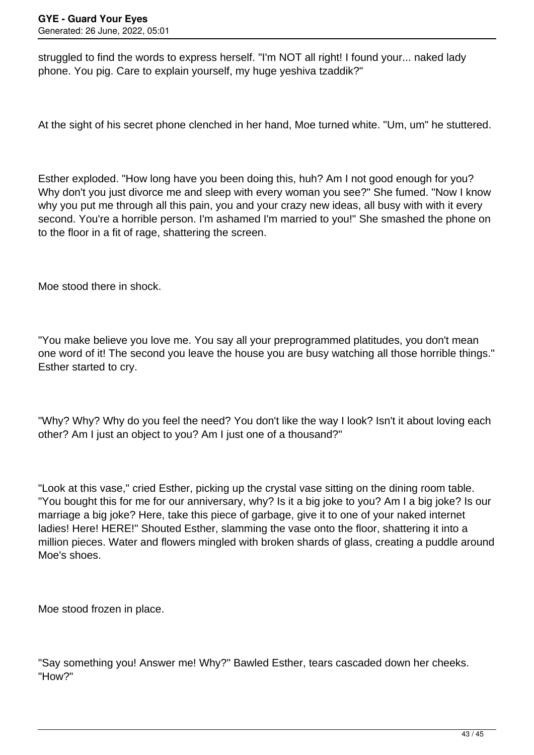struggled to find the words to express herself. "I'm NOT all right! I found your... naked lady phone. You pig. Care to explain yourself, my huge yeshiva tzaddik?"

At the sight of his secret phone clenched in her hand, Moe turned white. "Um, um" he stuttered.

Esther exploded. "How long have you been doing this, huh? Am I not good enough for you? Why don't you just divorce me and sleep with every woman you see?" She fumed. "Now I know why you put me through all this pain, you and your crazy new ideas, all busy with with it every second. You're a horrible person. I'm ashamed I'm married to you!" She smashed the phone on to the floor in a fit of rage, shattering the screen.

Moe stood there in shock.

"You make believe you love me. You say all your preprogrammed platitudes, you don't mean one word of it! The second you leave the house you are busy watching all those horrible things." Esther started to cry.

"Why? Why? Why do you feel the need? You don't like the way I look? Isn't it about loving each other? Am I just an object to you? Am I just one of a thousand?"

"Look at this vase," cried Esther, picking up the crystal vase sitting on the dining room table. "You bought this for me for our anniversary, why? Is it a big joke to you? Am I a big joke? Is our marriage a big joke? Here, take this piece of garbage, give it to one of your naked internet ladies! Here! HERE!" Shouted Esther, slamming the vase onto the floor, shattering it into a million pieces. Water and flowers mingled with broken shards of glass, creating a puddle around Moe's shoes.

Moe stood frozen in place.

"Say something you! Answer me! Why?" Bawled Esther, tears cascaded down her cheeks. "How?"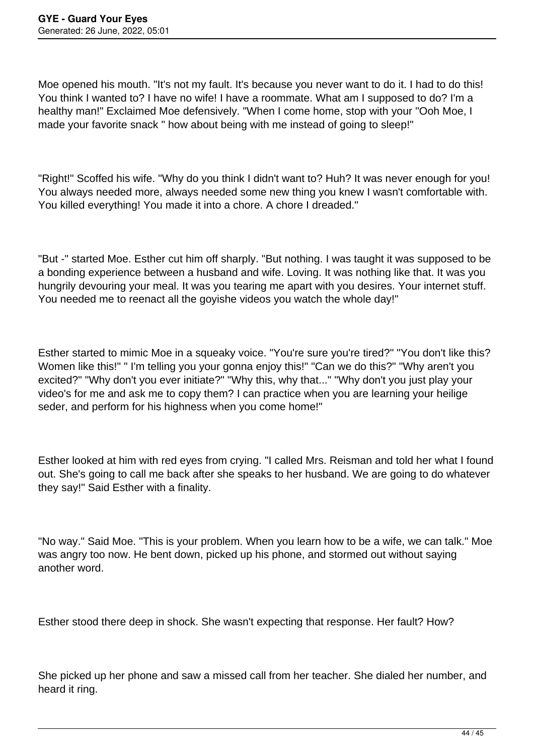Moe opened his mouth. "It's not my fault. It's because you never want to do it. I had to do this! You think I wanted to? I have no wife! I have a roommate. What am I supposed to do? I'm a healthy man!" Exclaimed Moe defensively. "When I come home, stop with your "Ooh Moe, I made your favorite snack " how about being with me instead of going to sleep!"

"Right!" Scoffed his wife. "Why do you think I didn't want to? Huh? It was never enough for you! You always needed more, always needed some new thing you knew I wasn't comfortable with. You killed everything! You made it into a chore. A chore I dreaded."

"But -" started Moe. Esther cut him off sharply. "But nothing. I was taught it was supposed to be a bonding experience between a husband and wife. Loving. It was nothing like that. It was you hungrily devouring your meal. It was you tearing me apart with you desires. Your internet stuff. You needed me to reenact all the goyishe videos you watch the whole day!"

Esther started to mimic Moe in a squeaky voice. "You're sure you're tired?" "You don't like this? Women like this!" " I'm telling you your gonna enjoy this!" "Can we do this?" "Why aren't you excited?" "Why don't you ever initiate?" "Why this, why that..." "Why don't you just play your video's for me and ask me to copy them? I can practice when you are learning your heilige seder, and perform for his highness when you come home!"

Esther looked at him with red eyes from crying. "I called Mrs. Reisman and told her what I found out. She's going to call me back after she speaks to her husband. We are going to do whatever they say!" Said Esther with a finality.

"No way." Said Moe. "This is your problem. When you learn how to be a wife, we can talk." Moe was angry too now. He bent down, picked up his phone, and stormed out without saying another word.

Esther stood there deep in shock. She wasn't expecting that response. Her fault? How?

She picked up her phone and saw a missed call from her teacher. She dialed her number, and heard it ring.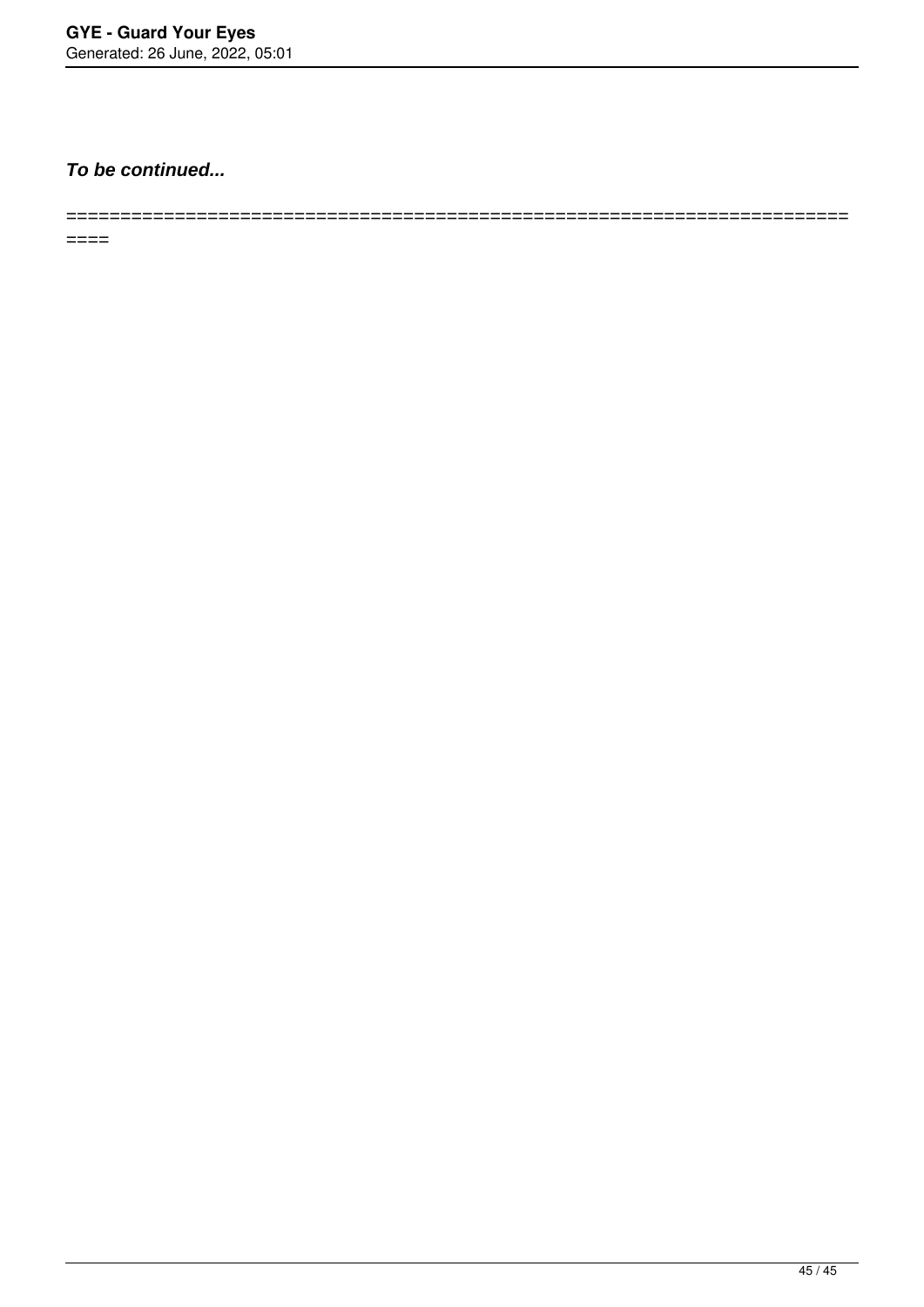***To be continued...***

========================================================================
====